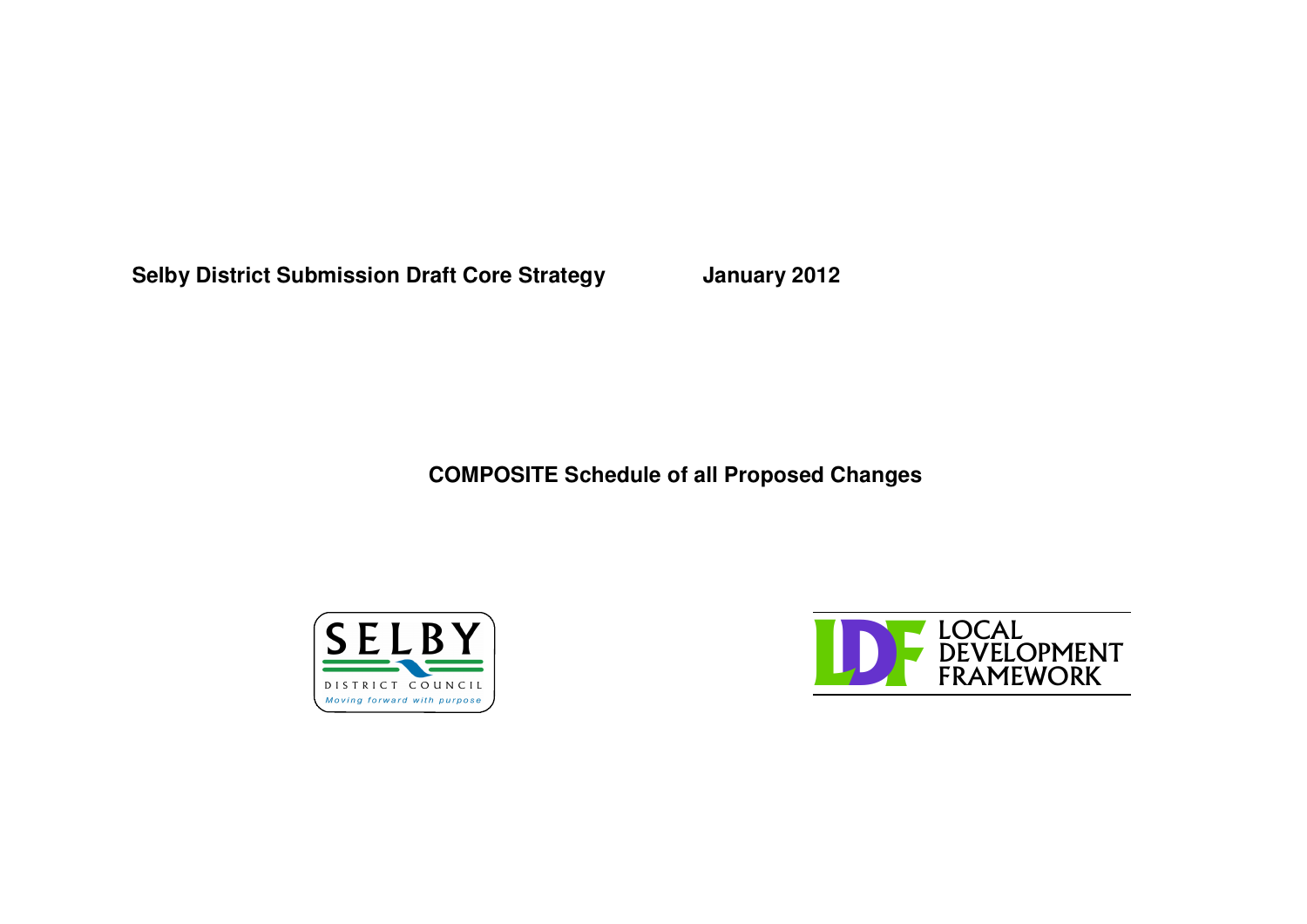**Selby District Submission Draft Core Strategy** **January 2012**

# COMPOSITE Schedule of all Proposed Changes

SELBY
DISTRICT COUNCIL
Moving forward with purpose

LDF LOCAL DEVELOPMENT FRAMEWORK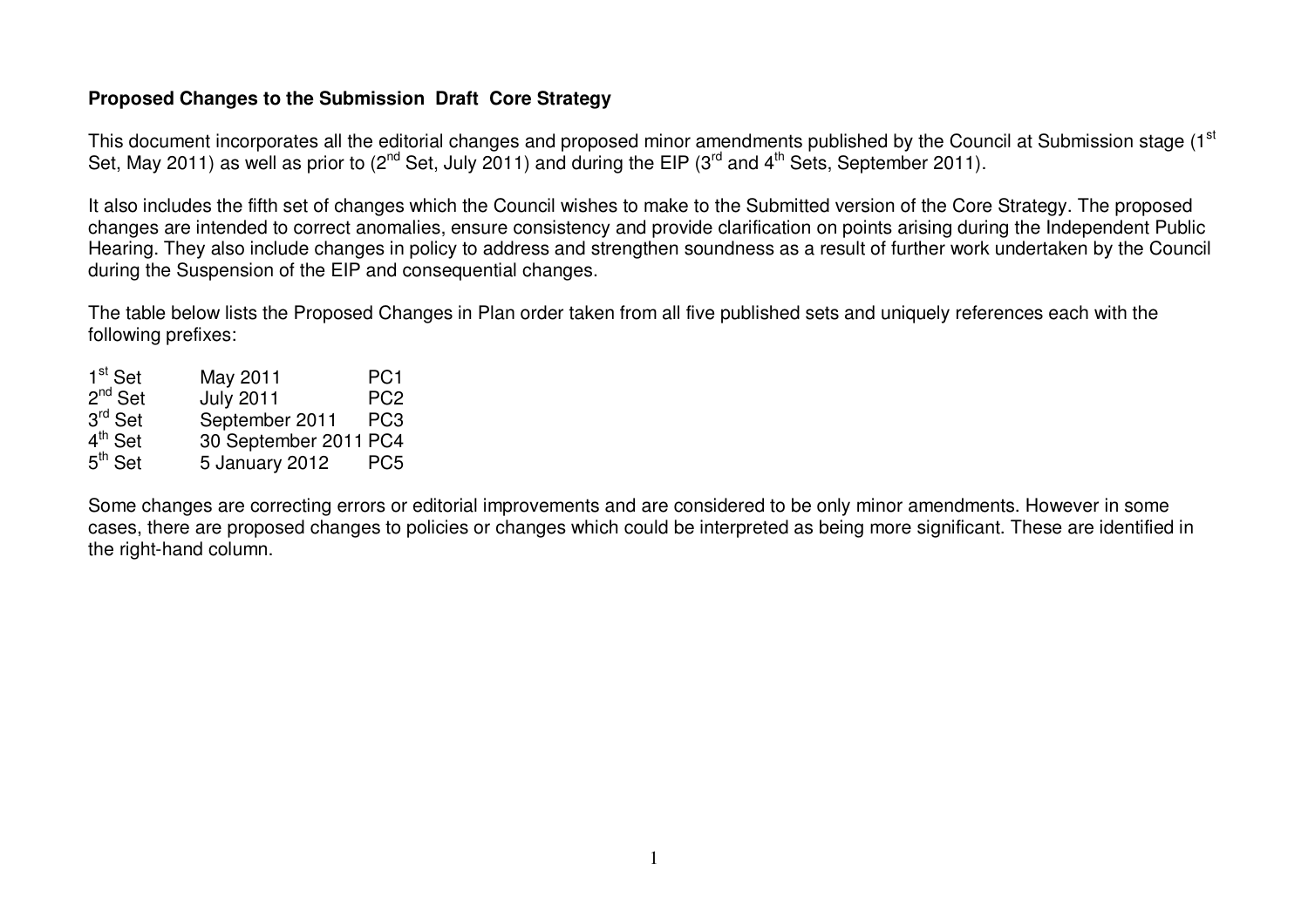**Proposed Changes to the Submission Draft Core Strategy**

This document incorporates all the editorial changes and proposed minor amendments published by the Council at Submission stage (1st Set, May 2011) as well as prior to (2nd Set, July 2011) and during the EIP (3rd and 4th Sets, September 2011).

It also includes the fifth set of changes which the Council wishes to make to the Submitted version of the Core Strategy. The proposed changes are intended to correct anomalies, ensure consistency and provide clarification on points arising during the Independent Public Hearing. They also include changes in policy to address and strengthen soundness as a result of further work undertaken by the Council during the Suspension of the EIP and consequential changes.

The table below lists the Proposed Changes in Plan order taken from all five published sets and uniquely references each with the following prefixes:

| | | |
|---|---|---|
| 1st Set | May 2011 | PC1 |
| 2nd Set | July 2011 | PC2 |
| 3rd Set | September 2011 | PC3 |
| 4th Set | 30 September 2011 | PC4 |
| 5th Set | 5 January 2012 | PC5 |

Some changes are correcting errors or editorial improvements and are considered to be only minor amendments. However in some cases, there are proposed changes to policies or changes which could be interpreted as being more significant. These are identified in the right-hand column.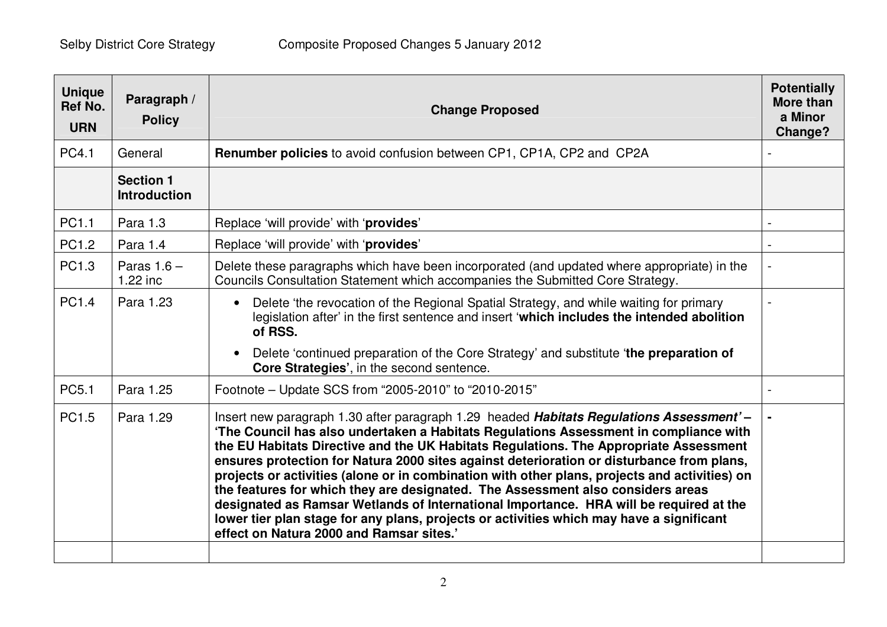| Unique Ref No. URN | Paragraph / Policy | Change Proposed | Potentially More than a Minor Change? |
|---|---|---|---|
| PC4.1 | General | **Renumber policies** to avoid confusion between CP1, CP1A, CP2 and CP2A | - |
| | **Section 1 Introduction** | | |
| PC1.1 | Para 1.3 | Replace 'will provide' with '**provides**' | - |
| PC1.2 | Para 1.4 | Replace 'will provide' with '**provides**' | - |
| PC1.3 | Paras 1.6 – 1.22 inc | Delete these paragraphs which have been incorporated (and updated where appropriate) in the Councils Consultation Statement which accompanies the Submitted Core Strategy. | - |
| PC1.4 | Para 1.23 | • Delete 'the revocation of the Regional Spatial Strategy, and while waiting for primary legislation after' in the first sentence and insert '**which includes the intended abolition of RSS.**<br>• Delete 'continued preparation of the Core Strategy' and substitute '**the preparation of Core Strategies'**, in the second sentence. | - |
| PC5.1 | Para 1.25 | Footnote – Update SCS from "2005-2010" to "2010-2015" | - |
| PC1.5 | Para 1.29 | Insert new paragraph 1.30 after paragraph 1.29 headed ***Habitats Regulations Assessment'* – 'The Council has also undertaken a Habitats Regulations Assessment in compliance with the EU Habitats Directive and the UK Habitats Regulations. The Appropriate Assessment ensures protection for Natura 2000 sites against deterioration or disturbance from plans, projects or activities (alone or in combination with other plans, projects and activities) on the features for which they are designated. The Assessment also considers areas designated as Ramsar Wetlands of International Importance. HRA will be required at the lower tier plan stage for any plans, projects or activities which may have a significant effect on Natura 2000 and Ramsar sites.'** | **-** |
| | | | |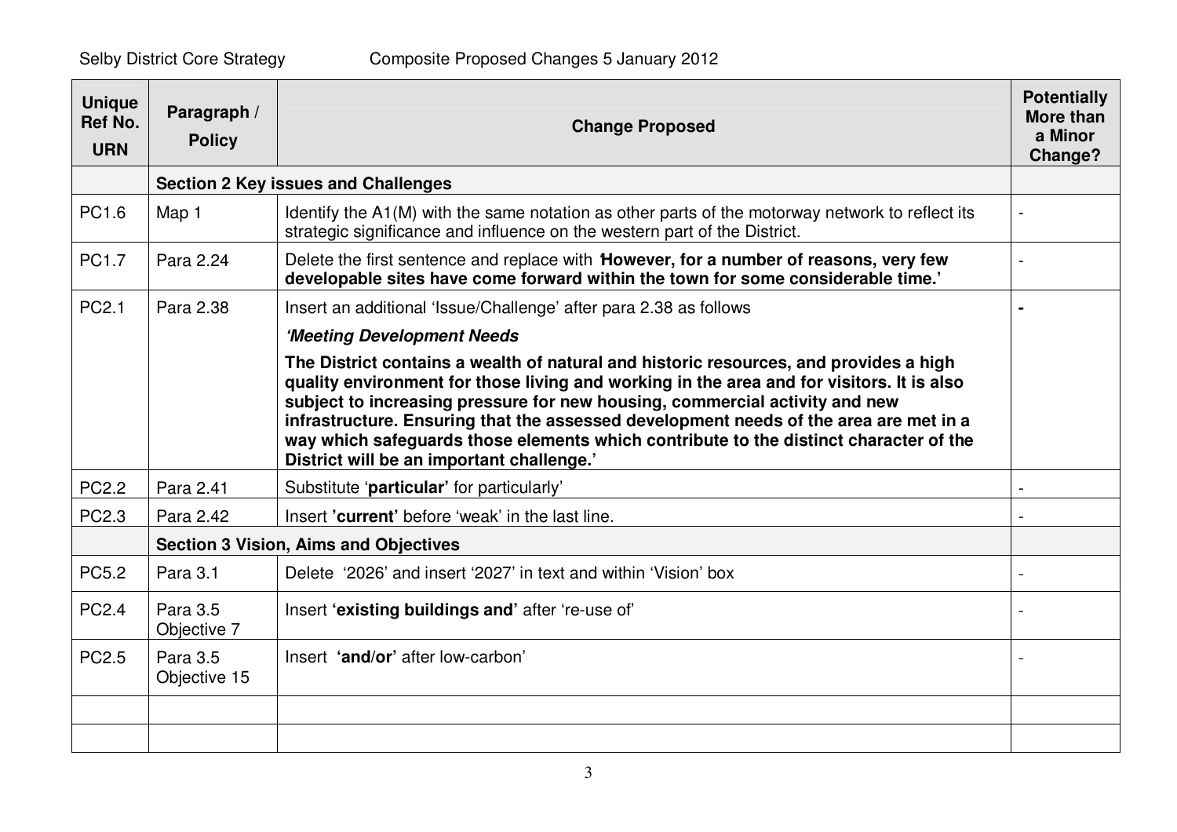| Unique Ref No. URN | Paragraph / Policy | Change Proposed | Potentially More than a Minor Change? |
|---|---|---|---|
| | **Section 2 Key issues and Challenges** | | |
| PC1.6 | Map 1 | Identify the A1(M) with the same notation as other parts of the motorway network to reflect its strategic significance and influence on the western part of the District. | - |
| PC1.7 | Para 2.24 | Delete the first sentence and replace with '**However, for a number of reasons, very few developable sites have come forward within the town for some considerable time.'** | - |
| PC2.1 | Para 2.38 | Insert an additional 'Issue/Challenge' after para 2.38 as follows<br><br>***'Meeting Development Needs***<br><br>**The District contains a wealth of natural and historic resources, and provides a high quality environment for those living and working in the area and for visitors. It is also subject to increasing pressure for new housing, commercial activity and new infrastructure. Ensuring that the assessed development needs of the area are met in a way which safeguards those elements which contribute to the distinct character of the District will be an important challenge.'** | **-** |
| PC2.2 | Para 2.41 | Substitute '**particular**' for particularly' | - |
| PC2.3 | Para 2.42 | Insert **'current'** before 'weak' in the last line. | - |
| | **Section 3 Vision, Aims and Objectives** | | |
| PC5.2 | Para 3.1 | Delete '2026' and insert '2027' in text and within 'Vision' box | - |
| PC2.4 | Para 3.5 Objective 7 | Insert **'existing buildings and'** after 're-use of' | - |
| PC2.5 | Para 3.5 Objective 15 | Insert **'and/or'** after low-carbon' | - |
| | | | |
| | | | |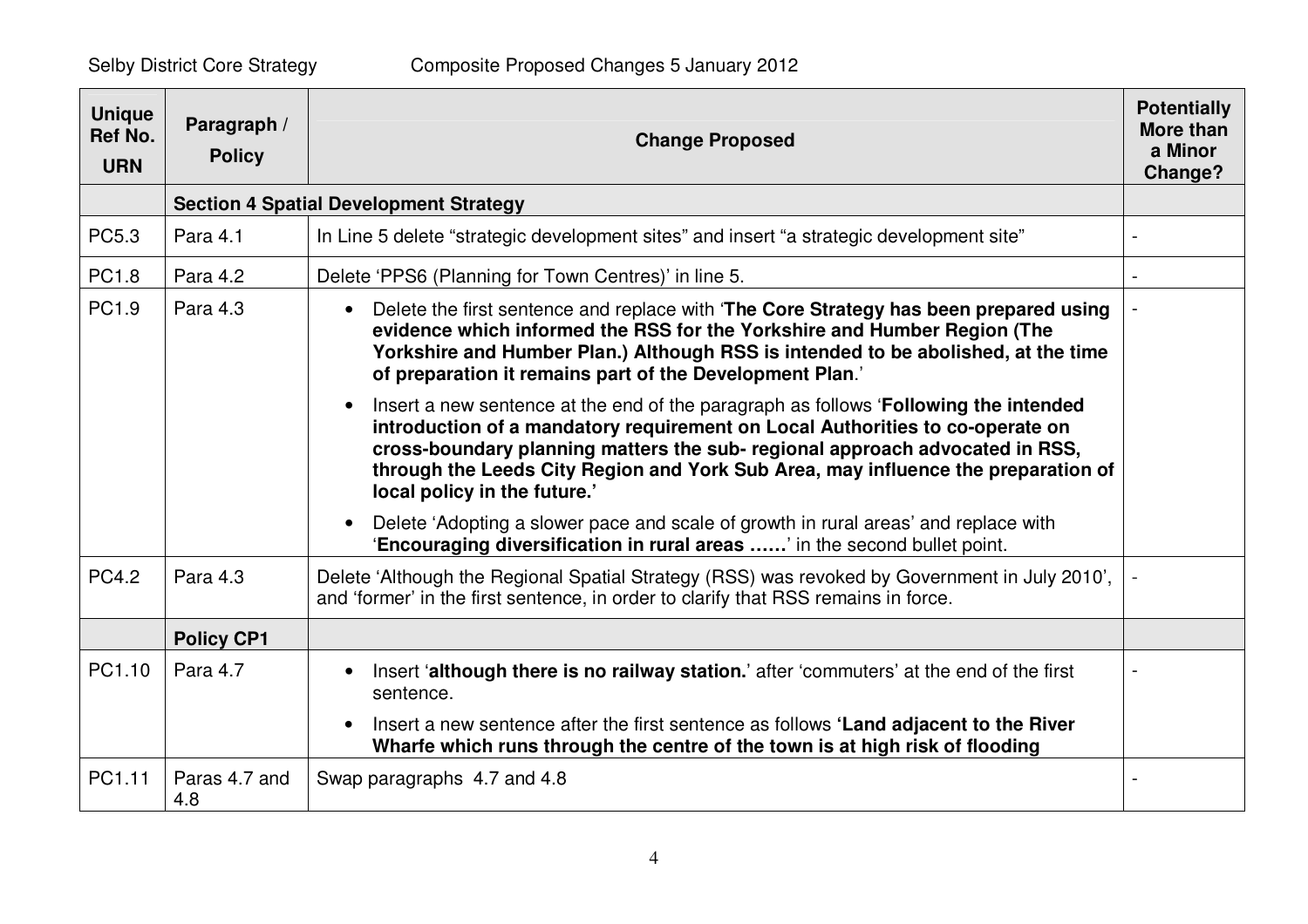| Unique Ref No. URN | Paragraph / Policy | Change Proposed | Potentially More than a Minor Change? |
|---|---|---|---|
| | **Section 4 Spatial Development Strategy** | | |
| PC5.3 | Para 4.1 | In Line 5 delete "strategic development sites" and insert "a strategic development site" | - |
| PC1.8 | Para 4.2 | Delete 'PPS6 (Planning for Town Centres)' in line 5. | - |
| PC1.9 | Para 4.3 | • Delete the first sentence and replace with '**The Core Strategy has been prepared using evidence which informed the RSS for the Yorkshire and Humber Region (The Yorkshire and Humber Plan.) Although RSS is intended to be abolished, at the time of preparation it remains part of the Development Plan**.' <br> • Insert a new sentence at the end of the paragraph as follows '**Following the intended introduction of a mandatory requirement on Local Authorities to co-operate on cross-boundary planning matters the sub- regional approach advocated in RSS, through the Leeds City Region and York Sub Area, may influence the preparation of local policy in the future.'** <br> • Delete 'Adopting a slower pace and scale of growth in rural areas' and replace with '**Encouraging diversification in rural areas ……**' in the second bullet point. | - |
| PC4.2 | Para 4.3 | Delete 'Although the Regional Spatial Strategy (RSS) was revoked by Government in July 2010', and 'former' in the first sentence, in order to clarify that RSS remains in force. | - |
| | **Policy CP1** | | |
| PC1.10 | Para 4.7 | • Insert '**although there is no railway station.**' after 'commuters' at the end of the first sentence. <br> • Insert a new sentence after the first sentence as follows **'Land adjacent to the River Wharfe which runs through the centre of the town is at high risk of flooding** | - |
| PC1.11 | Paras 4.7 and 4.8 | Swap paragraphs 4.7 and 4.8 | - |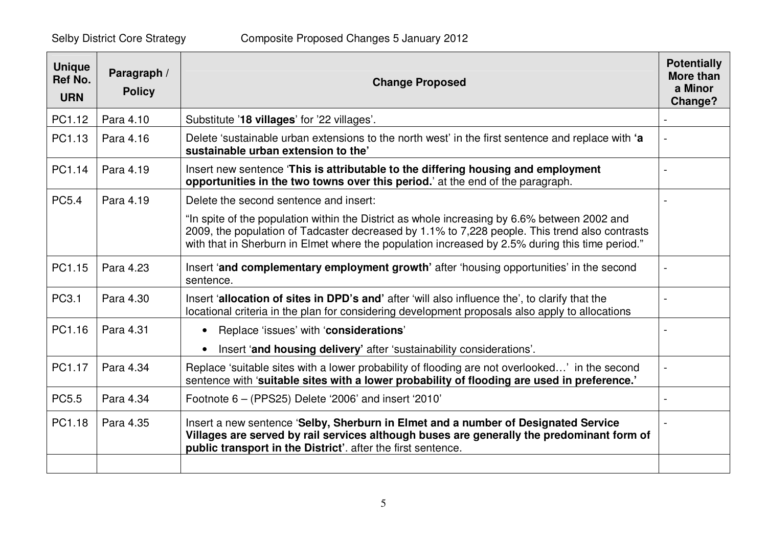| Unique Ref No. URN | Paragraph / Policy | Change Proposed | Potentially More than a Minor Change? |
|---|---|---|---|
| PC1.12 | Para 4.10 | Substitute '**18 villages**' for '22 villages'. | - |
| PC1.13 | Para 4.16 | Delete 'sustainable urban extensions to the north west' in the first sentence and replace with **'a sustainable urban extension to the'** | - |
| PC1.14 | Para 4.19 | Insert new sentence '**This is attributable to the differing housing and employment opportunities in the two towns over this period.**' at the end of the paragraph. | - |
| PC5.4 | Para 4.19 | Delete the second sentence and insert:<br><br>"In spite of the population within the District as whole increasing by 6.6% between 2002 and 2009, the population of Tadcaster decreased by 1.1% to 7,228 people. This trend also contrasts with that in Sherburn in Elmet where the population increased by 2.5% during this time period." | - |
| PC1.15 | Para 4.23 | Insert '**and complementary employment growth'** after 'housing opportunities' in the second sentence. | - |
| PC3.1 | Para 4.30 | Insert '**allocation of sites in DPD's and'** after 'will also influence the', to clarify that the locational criteria in the plan for considering development proposals also apply to allocations | - |
| PC1.16 | Para 4.31 | • Replace 'issues' with '**considerations**'<br>• Insert '**and housing delivery'** after 'sustainability considerations'. | - |
| PC1.17 | Para 4.34 | Replace 'suitable sites with a lower probability of flooding are not overlooked…' in the second sentence with '**suitable sites with a lower probability of flooding are used in preference.'** | - |
| PC5.5 | Para 4.34 | Footnote 6 – (PPS25) Delete '2006' and insert '2010' | - |
| PC1.18 | Para 4.35 | Insert a new sentence '**Selby, Sherburn in Elmet and a number of Designated Service Villages are served by rail services although buses are generally the predominant form of public transport in the District'**. after the first sentence. | - |
| | | | |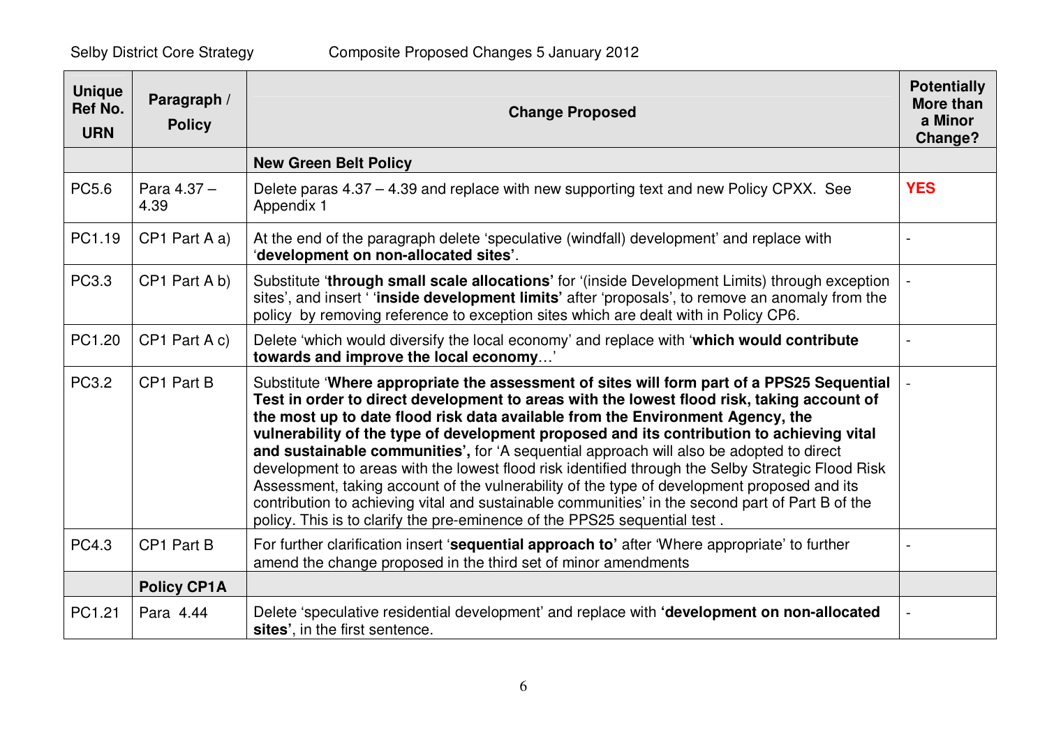| Unique Ref No. URN | Paragraph / Policy | Change Proposed | Potentially More than a Minor Change? |
|---|---|---|---|
| | | **New Green Belt Policy** | |
| PC5.6 | Para 4.37 – 4.39 | Delete paras 4.37 – 4.39 and replace with new supporting text and new Policy CPXX. See Appendix 1 | **YES** |
| PC1.19 | CP1 Part A a) | At the end of the paragraph delete 'speculative (windfall) development' and replace with '**development on non-allocated sites**'. | - |
| PC3.3 | CP1 Part A b) | Substitute '**through small scale allocations'** for '(inside Development Limits) through exception sites', and insert ' '**inside development limits'** after 'proposals', to remove an anomaly from the policy by removing reference to exception sites which are dealt with in Policy CP6. | - |
| PC1.20 | CP1 Part A c) | Delete 'which would diversify the local economy' and replace with '**which would contribute towards and improve the local economy**…' | - |
| PC3.2 | CP1 Part B | Substitute '**Where appropriate the assessment of sites will form part of a PPS25 Sequential Test in order to direct development to areas with the lowest flood risk, taking account of the most up to date flood risk data available from the Environment Agency, the vulnerability of the type of development proposed and its contribution to achieving vital and sustainable communities',** for 'A sequential approach will also be adopted to direct development to areas with the lowest flood risk identified through the Selby Strategic Flood Risk Assessment, taking account of the vulnerability of the type of development proposed and its contribution to achieving vital and sustainable communities' in the second part of Part B of the policy. This is to clarify the pre-eminence of the PPS25 sequential test . | - |
| PC4.3 | CP1 Part B | For further clarification insert '**sequential approach to'** after 'Where appropriate' to further amend the change proposed in the third set of minor amendments | - |
| | **Policy CP1A** | | |
| PC1.21 | Para 4.44 | Delete 'speculative residential development' and replace with **'development on non-allocated sites'**, in the first sentence. | - |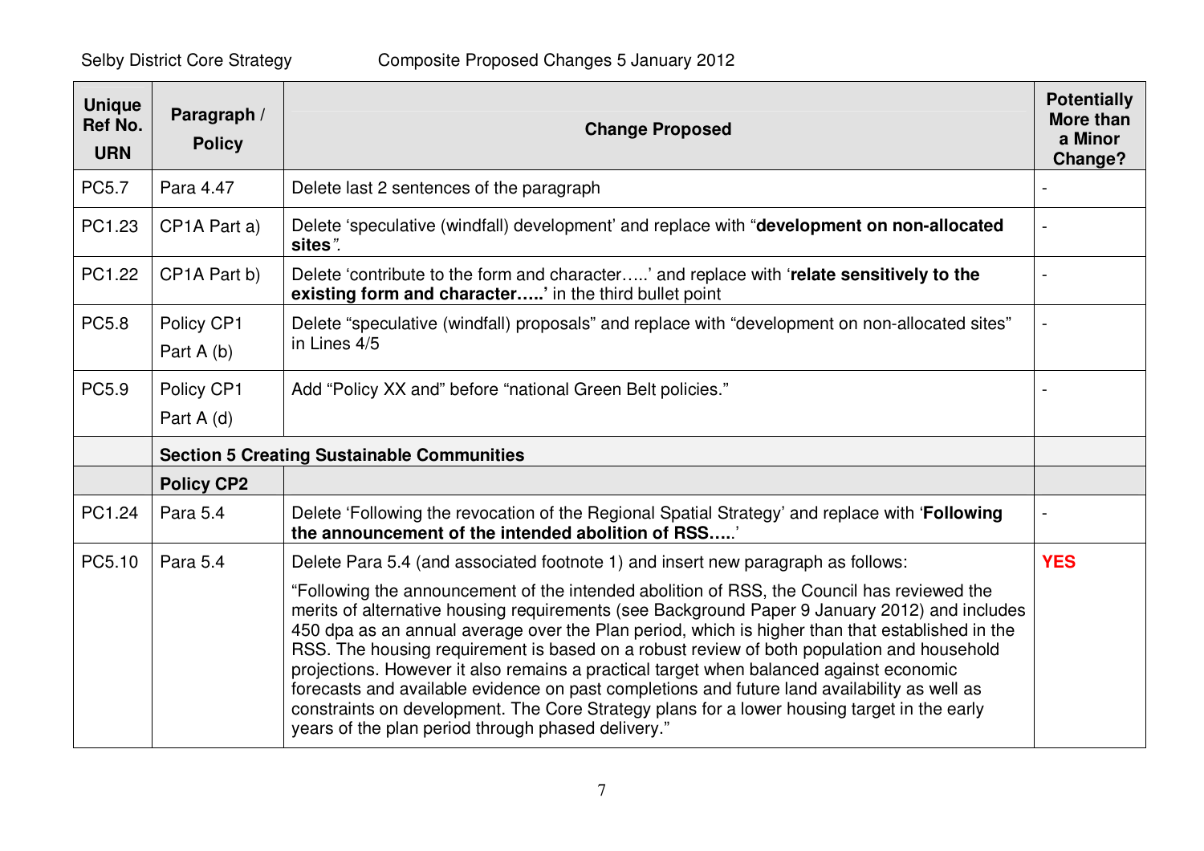| Unique Ref No. URN | Paragraph / Policy | Change Proposed | Potentially More than a Minor Change? |
|---|---|---|---|
| PC5.7 | Para 4.47 | Delete last 2 sentences of the paragraph | - |
| PC1.23 | CP1A Part a) | Delete 'speculative (windfall) development' and replace with "**development on non-allocated sites**". | - |
| PC1.22 | CP1A Part b) | Delete 'contribute to the form and character…..' and replace with '**relate sensitively to the existing form and character…..'** in the third bullet point | - |
| PC5.8 | Policy CP1 Part A (b) | Delete "speculative (windfall) proposals" and replace with "development on non-allocated sites" in Lines 4/5 | - |
| PC5.9 | Policy CP1 Part A (d) | Add "Policy XX and" before "national Green Belt policies." | - |
| | **Section 5 Creating Sustainable Communities** | | |
| | **Policy CP2** | | |
| PC1.24 | Para 5.4 | Delete 'Following the revocation of the Regional Spatial Strategy' and replace with '**Following the announcement of the intended abolition of RSS…..**' | - |
| PC5.10 | Para 5.4 | Delete Para 5.4 (and associated footnote 1) and insert new paragraph as follows:<br><br>"Following the announcement of the intended abolition of RSS, the Council has reviewed the merits of alternative housing requirements (see Background Paper 9 January 2012) and includes 450 dpa as an annual average over the Plan period, which is higher than that established in the RSS. The housing requirement is based on a robust review of both population and household projections. However it also remains a practical target when balanced against economic forecasts and available evidence on past completions and future land availability as well as constraints on development. The Core Strategy plans for a lower housing target in the early years of the plan period through phased delivery." | **YES** |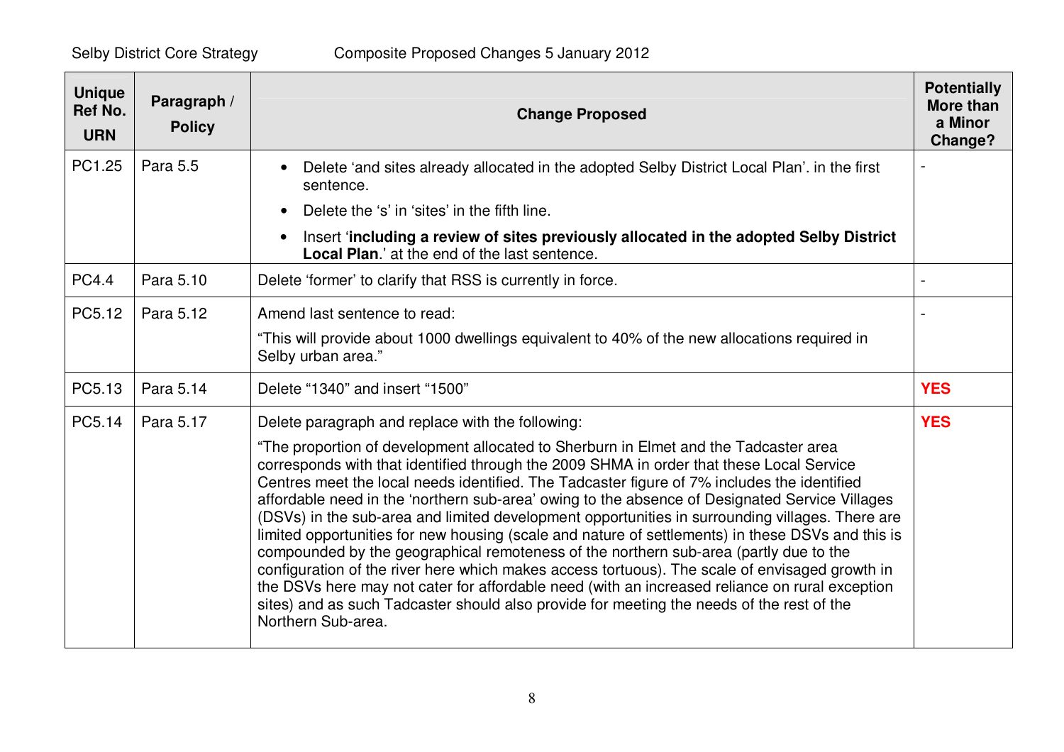| Unique Ref No. URN | Paragraph / Policy | Change Proposed | Potentially More than a Minor Change? |
|---|---|---|---|
| PC1.25 | Para 5.5 | • Delete 'and sites already allocated in the adopted Selby District Local Plan'. in the first sentence.<br>• Delete the 's' in 'sites' in the fifth line.<br>• Insert '**including a review of sites previously allocated in the adopted Selby District Local Plan**.' at the end of the last sentence. | - |
| PC4.4 | Para 5.10 | Delete 'former' to clarify that RSS is currently in force. | - |
| PC5.12 | Para 5.12 | Amend last sentence to read:<br>"This will provide about 1000 dwellings equivalent to 40% of the new allocations required in Selby urban area." | - |
| PC5.13 | Para 5.14 | Delete "1340" and insert "1500" | **YES** |
| PC5.14 | Para 5.17 | Delete paragraph and replace with the following:<br>"The proportion of development allocated to Sherburn in Elmet and the Tadcaster area corresponds with that identified through the 2009 SHMA in order that these Local Service Centres meet the local needs identified. The Tadcaster figure of 7% includes the identified affordable need in the 'northern sub-area' owing to the absence of Designated Service Villages (DSVs) in the sub-area and limited development opportunities in surrounding villages. There are limited opportunities for new housing (scale and nature of settlements) in these DSVs and this is compounded by the geographical remoteness of the northern sub-area (partly due to the configuration of the river here which makes access tortuous). The scale of envisaged growth in the DSVs here may not cater for affordable need (with an increased reliance on rural exception sites) and as such Tadcaster should also provide for meeting the needs of the rest of the Northern Sub-area. | **YES** |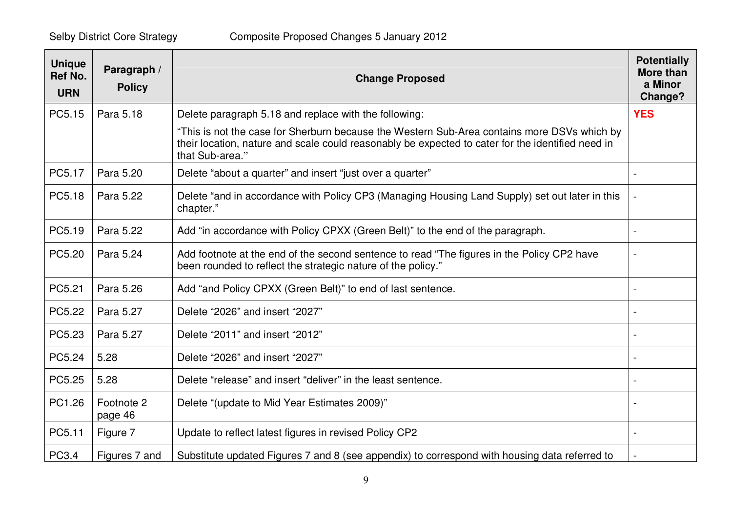| Unique Ref No. URN | Paragraph / Policy | Change Proposed | Potentially More than a Minor Change? |
|---|---|---|---|
| PC5.15 | Para 5.18 | Delete paragraph 5.18 and replace with the following:<br><br>"This is not the case for Sherburn because the Western Sub-Area contains more DSVs which by their location, nature and scale could reasonably be expected to cater for the identified need in that Sub-area." | **YES** |
| PC5.17 | Para 5.20 | Delete "about a quarter" and insert "just over a quarter" | - |
| PC5.18 | Para 5.22 | Delete "and in accordance with Policy CP3 (Managing Housing Land Supply) set out later in this chapter." | - |
| PC5.19 | Para 5.22 | Add "in accordance with Policy CPXX (Green Belt)" to the end of the paragraph. | - |
| PC5.20 | Para 5.24 | Add footnote at the end of the second sentence to read "The figures in the Policy CP2 have been rounded to reflect the strategic nature of the policy." | - |
| PC5.21 | Para 5.26 | Add "and Policy CPXX (Green Belt)" to end of last sentence. | - |
| PC5.22 | Para 5.27 | Delete "2026" and insert "2027" | - |
| PC5.23 | Para 5.27 | Delete "2011" and insert "2012" | - |
| PC5.24 | 5.28 | Delete "2026" and insert "2027" | - |
| PC5.25 | 5.28 | Delete "release" and insert "deliver" in the least sentence. | - |
| PC1.26 | Footnote 2 page 46 | Delete "(update to Mid Year Estimates 2009)" | - |
| PC5.11 | Figure 7 | Update to reflect latest figures in revised Policy CP2 | - |
| PC3.4 | Figures 7 and | Substitute updated Figures 7 and 8 (see appendix) to correspond with housing data referred to | - |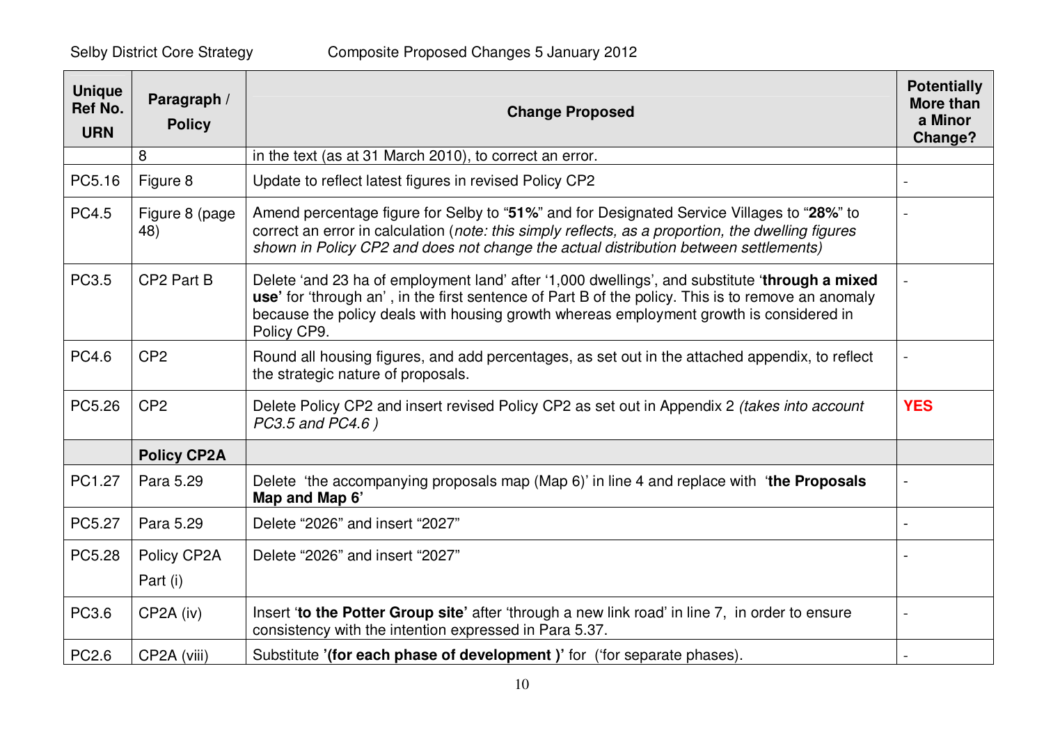| Unique Ref No. URN | Paragraph / Policy | Change Proposed | Potentially More than a Minor Change? |
|---|---|---|---|
| | 8 | in the text (as at 31 March 2010), to correct an error. | |
| PC5.16 | Figure 8 | Update to reflect latest figures in revised Policy CP2 | - |
| PC4.5 | Figure 8 (page 48) | Amend percentage figure for Selby to "**51%**" and for Designated Service Villages to "**28%**" to correct an error in calculation (*note: this simply reflects, as a proportion, the dwelling figures shown in Policy CP2 and does not change the actual distribution between settlements)* | - |
| PC3.5 | CP2 Part B | Delete 'and 23 ha of employment land' after '1,000 dwellings', and substitute '**through a mixed use'** for 'through an' , in the first sentence of Part B of the policy. This is to remove an anomaly because the policy deals with housing growth whereas employment growth is considered in Policy CP9. | - |
| PC4.6 | CP2 | Round all housing figures, and add percentages, as set out in the attached appendix, to reflect the strategic nature of proposals. | - |
| PC5.26 | CP2 | Delete Policy CP2 and insert revised Policy CP2 as set out in Appendix 2 *(takes into account PC3.5 and PC4.6 )* | **YES** |
| | **Policy CP2A** | | |
| PC1.27 | Para 5.29 | Delete 'the accompanying proposals map (Map 6)' in line 4 and replace with '**the Proposals Map and Map 6'** | - |
| PC5.27 | Para 5.29 | Delete "2026" and insert "2027" | - |
| PC5.28 | Policy CP2A Part (i) | Delete "2026" and insert "2027" | - |
| PC3.6 | CP2A (iv) | Insert '**to the Potter Group site'** after 'through a new link road' in line 7, in order to ensure consistency with the intention expressed in Para 5.37. | - |
| PC2.6 | CP2A (viii) | Substitute **'(for each phase of development )'** for ('for separate phases). | - |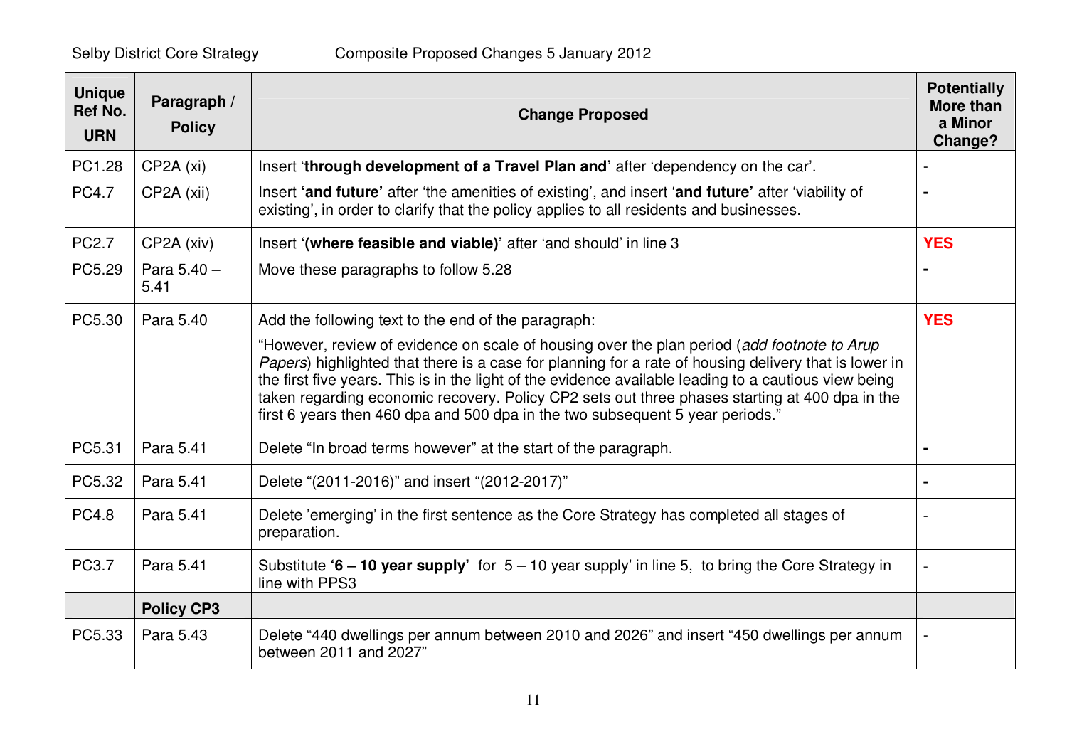| Unique Ref No. URN | Paragraph / Policy | Change Proposed | Potentially More than a Minor Change? |
|---|---|---|---|
| PC1.28 | CP2A (xi) | Insert '**through development of a Travel Plan and'** after 'dependency on the car'. | - |
| PC4.7 | CP2A (xii) | Insert **'and future'** after 'the amenities of existing', and insert '**and future'** after 'viability of existing', in order to clarify that the policy applies to all residents and businesses. | **-** |
| PC2.7 | CP2A (xiv) | Insert **'(where feasible and viable)'** after 'and should' in line 3 | **YES** |
| PC5.29 | Para 5.40 – 5.41 | Move these paragraphs to follow 5.28 | **-** |
| PC5.30 | Para 5.40 | Add the following text to the end of the paragraph:<br><br>"However, review of evidence on scale of housing over the plan period (*add footnote to Arup Papers*) highlighted that there is a case for planning for a rate of housing delivery that is lower in the first five years. This is in the light of the evidence available leading to a cautious view being taken regarding economic recovery. Policy CP2 sets out three phases starting at 400 dpa in the first 6 years then 460 dpa and 500 dpa in the two subsequent 5 year periods." | **YES** |
| PC5.31 | Para 5.41 | Delete "In broad terms however" at the start of the paragraph. | **-** |
| PC5.32 | Para 5.41 | Delete "(2011-2016)" and insert "(2012-2017)" | **-** |
| PC4.8 | Para 5.41 | Delete 'emerging' in the first sentence as the Core Strategy has completed all stages of preparation. | - |
| PC3.7 | Para 5.41 | Substitute **'6 – 10 year supply'** for 5 – 10 year supply' in line 5, to bring the Core Strategy in line with PPS3 | - |
| | **Policy CP3** | | |
| PC5.33 | Para 5.43 | Delete "440 dwellings per annum between 2010 and 2026" and insert "450 dwellings per annum between 2011 and 2027" | - |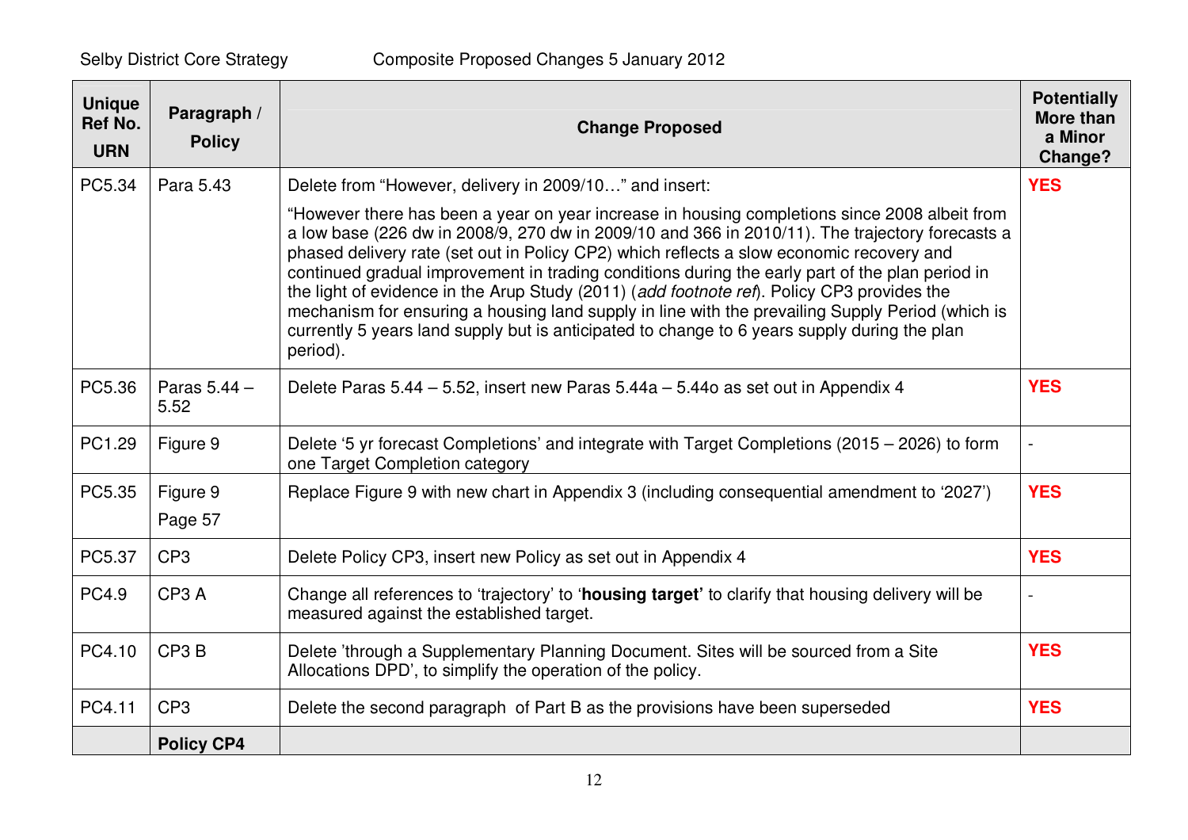| Unique Ref No. URN | Paragraph / Policy | Change Proposed | Potentially More than a Minor Change? |
|---|---|---|---|
| PC5.34 | Para 5.43 | Delete from "However, delivery in 2009/10…" and insert: "However there has been a year on year increase in housing completions since 2008 albeit from a low base (226 dw in 2008/9, 270 dw in 2009/10 and 366 in 2010/11). The trajectory forecasts a phased delivery rate (set out in Policy CP2) which reflects a slow economic recovery and continued gradual improvement in trading conditions during the early part of the plan period in the light of evidence in the Arup Study (2011) (*add footnote ref*). Policy CP3 provides the mechanism for ensuring a housing land supply in line with the prevailing Supply Period (which is currently 5 years land supply but is anticipated to change to 6 years supply during the plan period). | **YES** |
| PC5.36 | Paras 5.44 – 5.52 | Delete Paras 5.44 – 5.52, insert new Paras 5.44a – 5.44o as set out in Appendix 4 | **YES** |
| PC1.29 | Figure 9 | Delete '5 yr forecast Completions' and integrate with Target Completions (2015 – 2026) to form one Target Completion category | - |
| PC5.35 | Figure 9 Page 57 | Replace Figure 9 with new chart in Appendix 3 (including consequential amendment to '2027') | **YES** |
| PC5.37 | CP3 | Delete Policy CP3, insert new Policy as set out in Appendix 4 | **YES** |
| PC4.9 | CP3 A | Change all references to 'trajectory' to '**housing target'** to clarify that housing delivery will be measured against the established target. | - |
| PC4.10 | CP3 B | Delete 'through a Supplementary Planning Document. Sites will be sourced from a Site Allocations DPD', to simplify the operation of the policy. | **YES** |
| PC4.11 | CP3 | Delete the second paragraph of Part B as the provisions have been superseded | **YES** |
| | **Policy CP4** | | |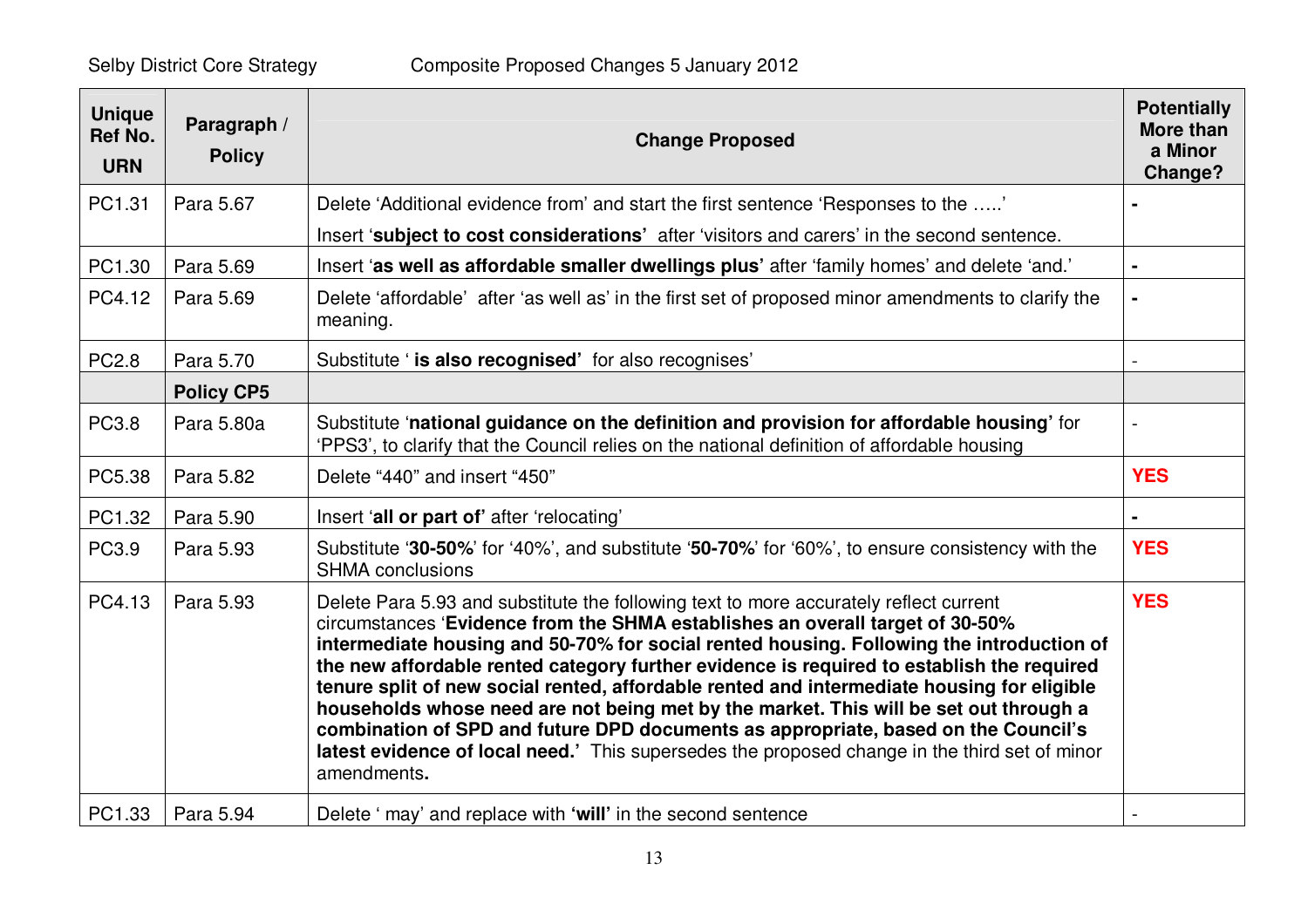| Unique Ref No. URN | Paragraph / Policy | Change Proposed | Potentially More than a Minor Change? |
|---|---|---|---|
| PC1.31 | Para 5.67 | Delete 'Additional evidence from' and start the first sentence 'Responses to the …..' Insert '**subject to cost considerations'** after 'visitors and carers' in the second sentence. | - |
| PC1.30 | Para 5.69 | Insert '**as well as affordable smaller dwellings plus'** after 'family homes' and delete 'and.' | - |
| PC4.12 | Para 5.69 | Delete 'affordable' after 'as well as' in the first set of proposed minor amendments to clarify the meaning. | - |
| PC2.8 | Para 5.70 | Substitute ' **is also recognised'** for also recognises' | - |
| | **Policy CP5** | | |
| PC3.8 | Para 5.80a | Substitute '**national guidance on the definition and provision for affordable housing'** for 'PPS3', to clarify that the Council relies on the national definition of affordable housing | - |
| PC5.38 | Para 5.82 | Delete "440" and insert "450" | **YES** |
| PC1.32 | Para 5.90 | Insert '**all or part of'** after 'relocating' | - |
| PC3.9 | Para 5.93 | Substitute '**30-50%**' for '40%', and substitute '**50-70%**' for '60%', to ensure consistency with the SHMA conclusions | **YES** |
| PC4.13 | Para 5.93 | Delete Para 5.93 and substitute the following text to more accurately reflect current circumstances '**Evidence from the SHMA establishes an overall target of 30-50% intermediate housing and 50-70% for social rented housing. Following the introduction of the new affordable rented category further evidence is required to establish the required tenure split of new social rented, affordable rented and intermediate housing for eligible households whose need are not being met by the market. This will be set out through a combination of SPD and future DPD documents as appropriate, based on the Council's latest evidence of local need.'** This supersedes the proposed change in the third set of minor amendments**.** | **YES** |
| PC1.33 | Para 5.94 | Delete ' may' and replace with **'will'** in the second sentence | - |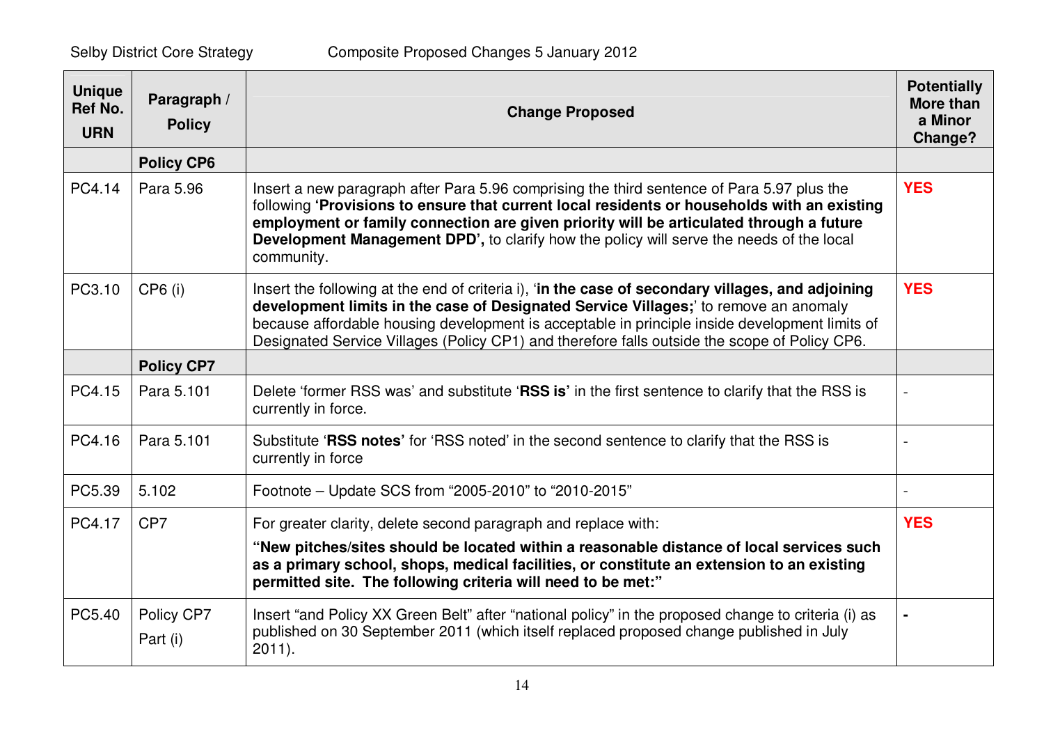| Unique Ref No. URN | Paragraph / Policy | Change Proposed | Potentially More than a Minor Change? |
|---|---|---|---|
| | **Policy CP6** | | |
| PC4.14 | Para 5.96 | Insert a new paragraph after Para 5.96 comprising the third sentence of Para 5.97 plus the following **'Provisions to ensure that current local residents or households with an existing employment or family connection are given priority will be articulated through a future Development Management DPD',** to clarify how the policy will serve the needs of the local community. | **YES** |
| PC3.10 | CP6 (i) | Insert the following at the end of criteria i), '**in the case of secondary villages, and adjoining development limits in the case of Designated Service Villages;**' to remove an anomaly because affordable housing development is acceptable in principle inside development limits of Designated Service Villages (Policy CP1) and therefore falls outside the scope of Policy CP6. | **YES** |
| | **Policy CP7** | | |
| PC4.15 | Para 5.101 | Delete 'former RSS was' and substitute '**RSS is**' in the first sentence to clarify that the RSS is currently in force. | - |
| PC4.16 | Para 5.101 | Substitute '**RSS notes**' for 'RSS noted' in the second sentence to clarify that the RSS is currently in force | - |
| PC5.39 | 5.102 | Footnote – Update SCS from "2005-2010" to "2010-2015" | - |
| PC4.17 | CP7 | For greater clarity, delete second paragraph and replace with:<br>**"New pitches/sites should be located within a reasonable distance of local services such as a primary school, shops, medical facilities, or constitute an extension to an existing permitted site. The following criteria will need to be met:"** | **YES** |
| PC5.40 | Policy CP7 Part (i) | Insert "and Policy XX Green Belt" after "national policy" in the proposed change to criteria (i) as published on 30 September 2011 (which itself replaced proposed change published in July 2011). | **-** |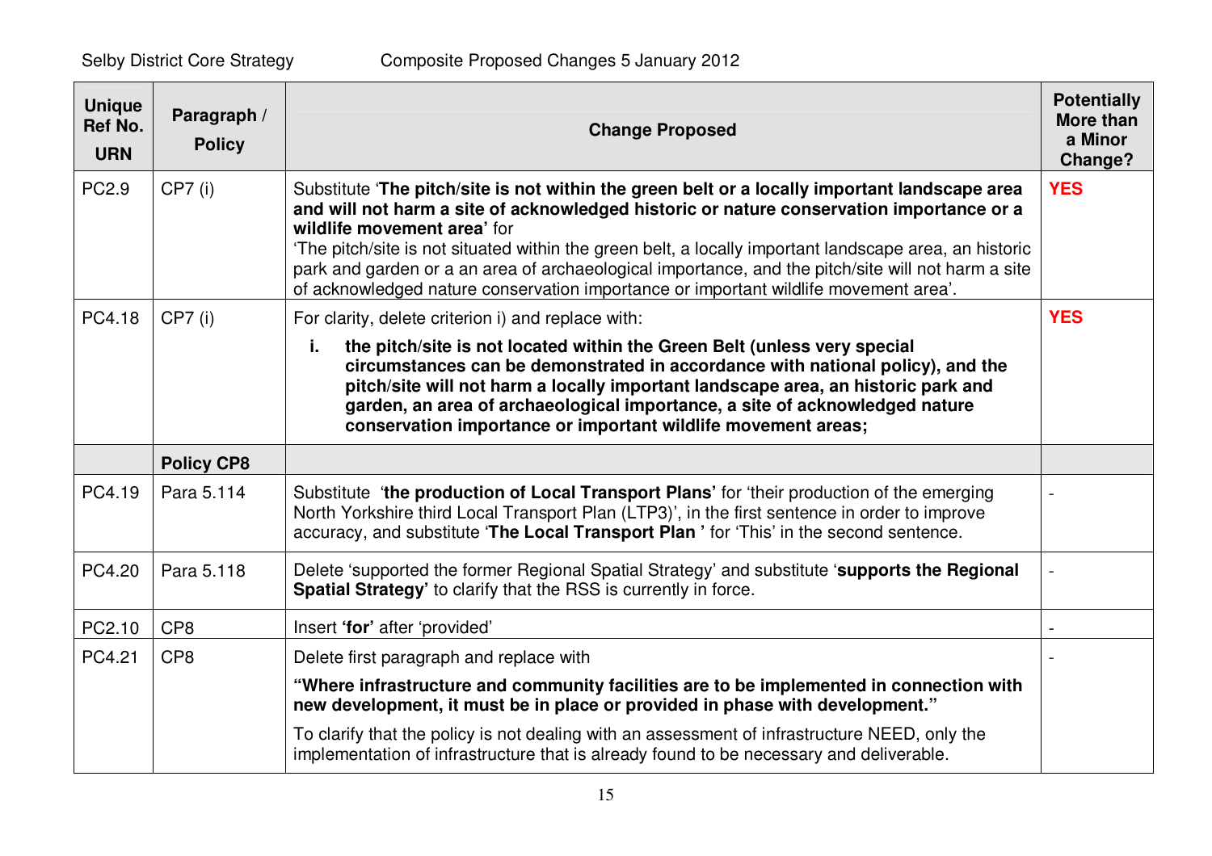| Unique Ref No. URN | Paragraph / Policy | Change Proposed | Potentially More than a Minor Change? |
|---|---|---|---|
| PC2.9 | CP7 (i) | Substitute '**The pitch/site is not within the green belt or a locally important landscape area and will not harm a site of acknowledged historic or nature conservation importance or a wildlife movement area**' for 'The pitch/site is not situated within the green belt, a locally important landscape area, an historic park and garden or a an area of archaeological importance, and the pitch/site will not harm a site of acknowledged nature conservation importance or important wildlife movement area'. | **YES** |
| PC4.18 | CP7 (i) | For clarity, delete criterion i) and replace with: **i. the pitch/site is not located within the Green Belt (unless very special circumstances can be demonstrated in accordance with national policy), and the pitch/site will not harm a locally important landscape area, an historic park and garden, an area of archaeological importance, a site of acknowledged nature conservation importance or important wildlife movement areas;** | **YES** |
| | **Policy CP8** | | |
| PC4.19 | Para 5.114 | Substitute '**the production of Local Transport Plans**' for 'their production of the emerging North Yorkshire third Local Transport Plan (LTP3)', in the first sentence in order to improve accuracy, and substitute '**The Local Transport Plan** ' for 'This' in the second sentence. | - |
| PC4.20 | Para 5.118 | Delete 'supported the former Regional Spatial Strategy' and substitute '**supports the Regional Spatial Strategy**' to clarify that the RSS is currently in force. | - |
| PC2.10 | CP8 | Insert '**for**' after 'provided' | - |
| PC4.21 | CP8 | Delete first paragraph and replace with **"Where infrastructure and community facilities are to be implemented in connection with new development, it must be in place or provided in phase with development."** To clarify that the policy is not dealing with an assessment of infrastructure NEED, only the implementation of infrastructure that is already found to be necessary and deliverable. | - |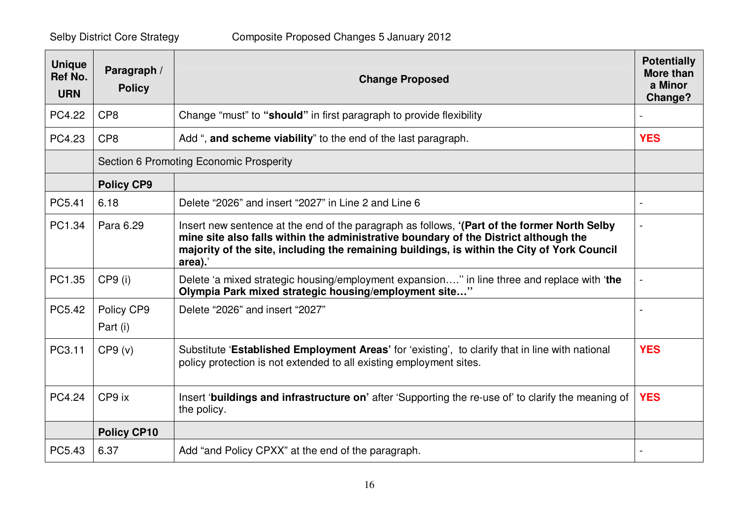| Unique Ref No. URN | Paragraph / Policy | Change Proposed | Potentially More than a Minor Change? |
|---|---|---|---|
| PC4.22 | CP8 | Change “must” to **“should”** in first paragraph to provide flexibility | - |
| PC4.23 | CP8 | Add “, **and scheme viability**” to the end of the last paragraph. | **YES** |
| | Section 6 Promoting Economic Prosperity | | |
| | **Policy CP9** | | |
| PC5.41 | 6.18 | Delete “2026” and insert “2027” in Line 2 and Line 6 | - |
| PC1.34 | Para 6.29 | Insert new sentence at the end of the paragraph as follows, **‘(Part of the former North Selby mine site also falls within the administrative boundary of the District although the majority of the site, including the remaining buildings, is within the City of York Council area).**’ | - |
| PC1.35 | CP9 (i) | Delete ‘a mixed strategic housing/employment expansion….’’ in line three and replace with ‘**the Olympia Park mixed strategic housing/employment site…’’** | - |
| PC5.42 | Policy CP9 Part (i) | Delete “2026” and insert “2027” | - |
| PC3.11 | CP9 (v) | Substitute ‘**Established Employment Areas’** for ‘existing’, to clarify that in line with national policy protection is not extended to all existing employment sites. | **YES** |
| PC4.24 | CP9 ix | Insert ‘**buildings and infrastructure on’** after ‘Supporting the re-use of’ to clarify the meaning of the policy. | **YES** |
| | **Policy CP10** | | |
| PC5.43 | 6.37 | Add “and Policy CPXX” at the end of the paragraph. | - |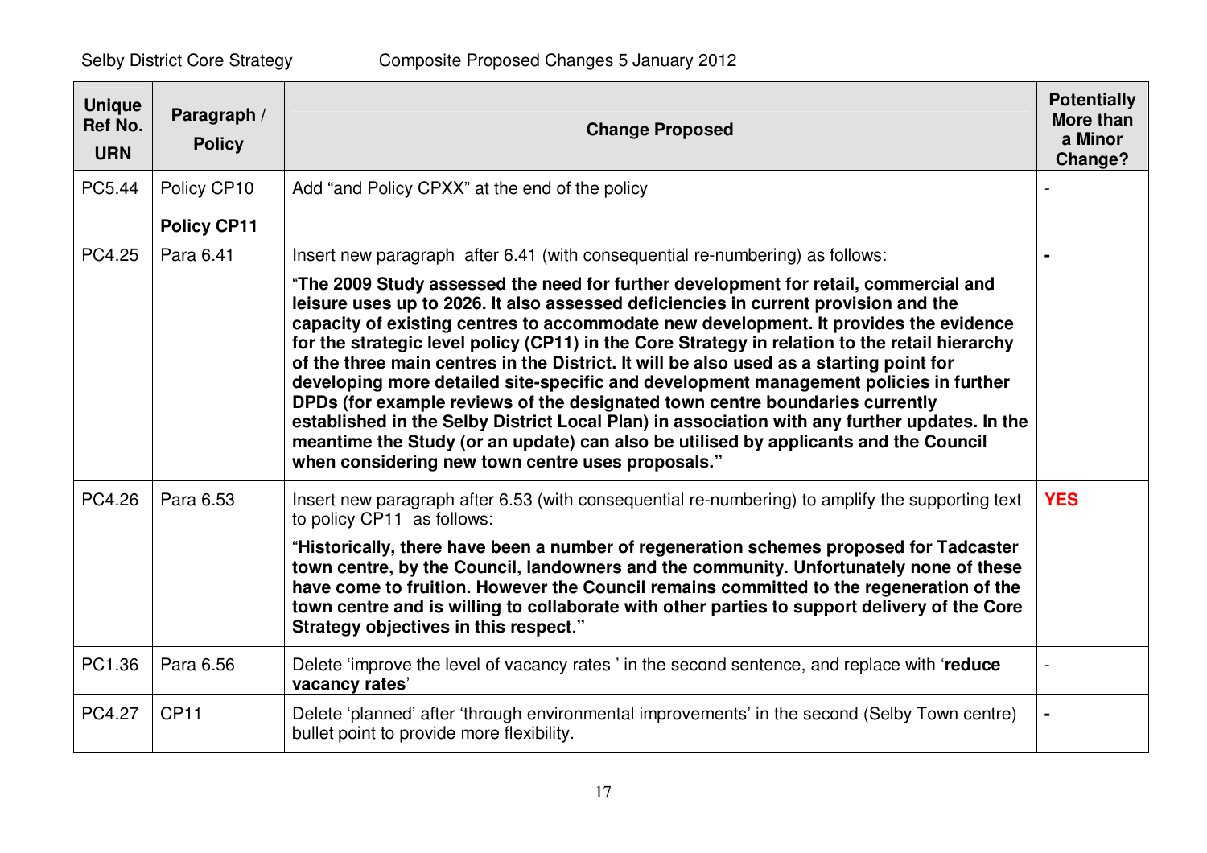| Unique Ref No. URN | Paragraph / Policy | Change Proposed | Potentially More than a Minor Change? |
|---|---|---|---|
| PC5.44 | Policy CP10 | Add "and Policy CPXX" at the end of the policy | - |
| | **Policy CP11** | | |
| PC4.25 | Para 6.41 | Insert new paragraph after 6.41 (with consequential re-numbering) as follows: "**The 2009 Study assessed the need for further development for retail, commercial and leisure uses up to 2026. It also assessed deficiencies in current provision and the capacity of existing centres to accommodate new development. It provides the evidence for the strategic level policy (CP11) in the Core Strategy in relation to the retail hierarchy of the three main centres in the District. It will be also used as a starting point for developing more detailed site-specific and development management policies in further DPDs (for example reviews of the designated town centre boundaries currently established in the Selby District Local Plan) in association with any further updates. In the meantime the Study (or an update) can also be utilised by applicants and the Council when considering new town centre uses proposals.**" | **-** |
| PC4.26 | Para 6.53 | Insert new paragraph after 6.53 (with consequential re-numbering) to amplify the supporting text to policy CP11 as follows: "**Historically, there have been a number of regeneration schemes proposed for Tadcaster town centre, by the Council, landowners and the community. Unfortunately none of these have come to fruition. However the Council remains committed to the regeneration of the town centre and is willing to collaborate with other parties to support delivery of the Core Strategy objectives in this respect**." | **YES** |
| PC1.36 | Para 6.56 | Delete 'improve the level of vacancy rates ' in the second sentence, and replace with '**reduce vacancy rates**' | - |
| PC4.27 | CP11 | Delete 'planned' after 'through environmental improvements' in the second (Selby Town centre) bullet point to provide more flexibility. | **-** |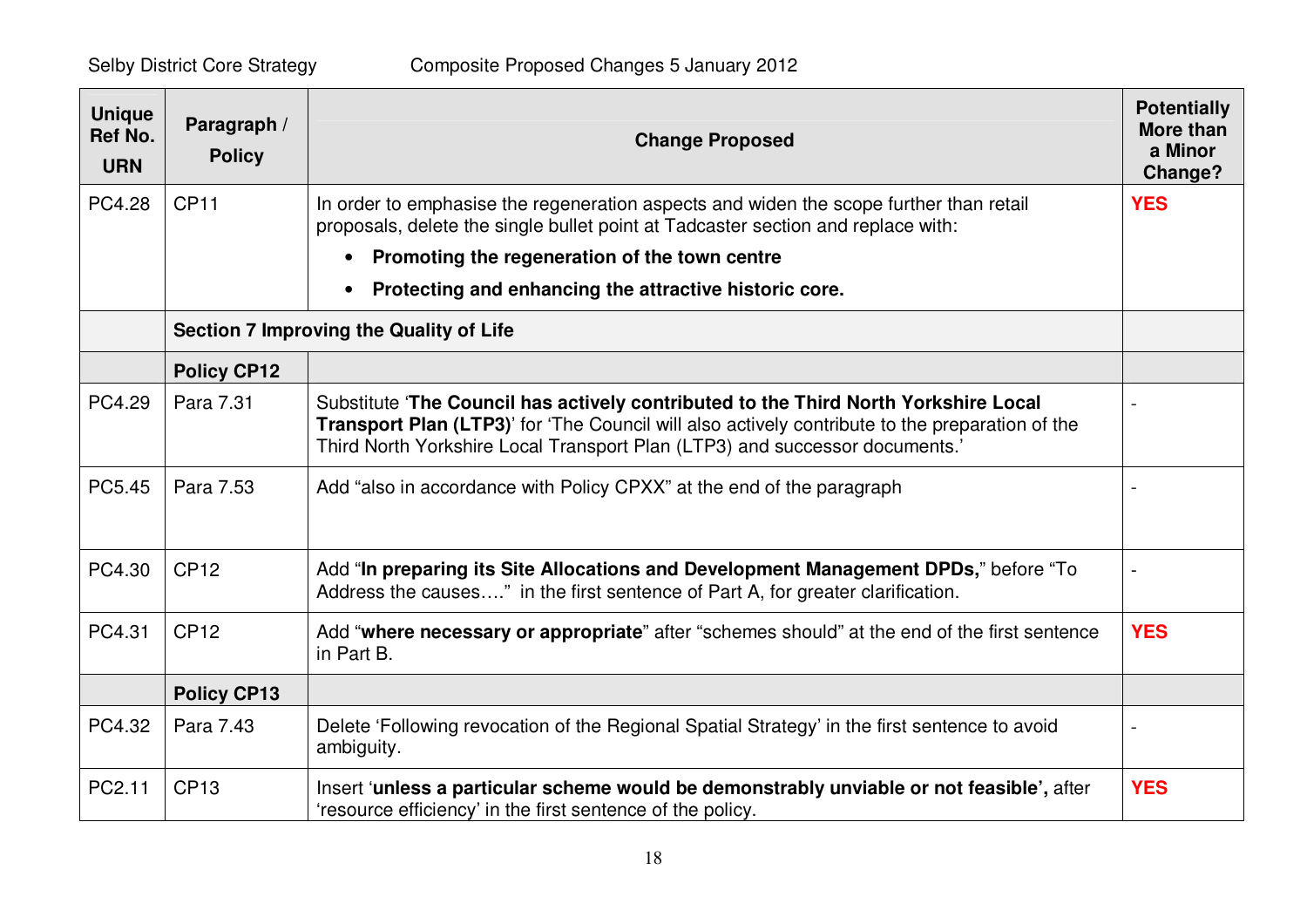| Unique Ref No. URN | Paragraph / Policy | Change Proposed | Potentially More than a Minor Change? |
|---|---|---|---|
| PC4.28 | CP11 | In order to emphasise the regeneration aspects and widen the scope further than retail proposals, delete the single bullet point at Tadcaster section and replace with: <br>• **Promoting the regeneration of the town centre** <br>• **Protecting and enhancing the attractive historic core.** | **YES** |
| | **Section 7 Improving the Quality of Life** | | |
| | **Policy CP12** | | |
| PC4.29 | Para 7.31 | Substitute '**The Council has actively contributed to the Third North Yorkshire Local Transport Plan (LTP3)**' for 'The Council will also actively contribute to the preparation of the Third North Yorkshire Local Transport Plan (LTP3) and successor documents.' | - |
| PC5.45 | Para 7.53 | Add "also in accordance with Policy CPXX" at the end of the paragraph | - |
| PC4.30 | CP12 | Add "**In preparing its Site Allocations and Development Management DPDs,**" before "To Address the causes…." in the first sentence of Part A, for greater clarification. | - |
| PC4.31 | CP12 | Add "**where necessary or appropriate**" after "schemes should" at the end of the first sentence in Part B. | **YES** |
| | **Policy CP13** | | |
| PC4.32 | Para 7.43 | Delete 'Following revocation of the Regional Spatial Strategy' in the first sentence to avoid ambiguity. | - |
| PC2.11 | CP13 | Insert '**unless a particular scheme would be demonstrably unviable or not feasible',** after 'resource efficiency' in the first sentence of the policy. | **YES** |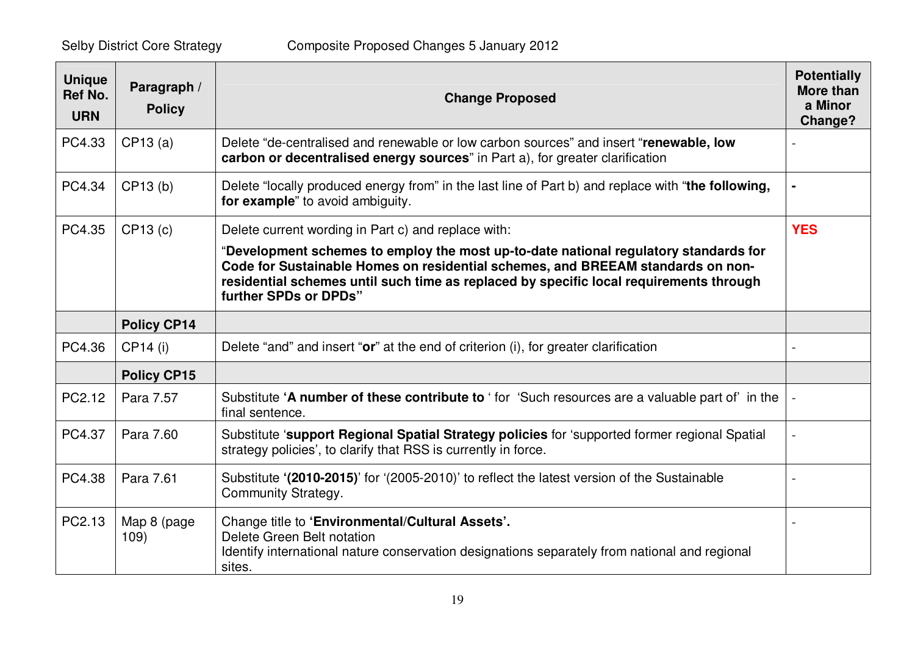| Unique Ref No. URN | Paragraph / Policy | Change Proposed | Potentially More than a Minor Change? |
|---|---|---|---|
| PC4.33 | CP13 (a) | Delete "de-centralised and renewable or low carbon sources" and insert "**renewable, low carbon or decentralised energy sources**" in Part a), for greater clarification | - |
| PC4.34 | CP13 (b) | Delete "locally produced energy from" in the last line of Part b) and replace with "**the following, for example**" to avoid ambiguity. | **-** |
| PC4.35 | CP13 (c) | Delete current wording in Part c) and replace with: "**Development schemes to employ the most up-to-date national regulatory standards for Code for Sustainable Homes on residential schemes, and BREEAM standards on non-residential schemes until such time as replaced by specific local requirements through further SPDs or DPDs**" | **YES** |
| | **Policy CP14** | | |
| PC4.36 | CP14 (i) | Delete "and" and insert "**or**" at the end of criterion (i), for greater clarification | - |
| | **Policy CP15** | | |
| PC2.12 | Para 7.57 | Substitute **'A number of these contribute to** ' for 'Such resources are a valuable part of' in the final sentence. | - |
| PC4.37 | Para 7.60 | Substitute '**support Regional Spatial Strategy policies** for 'supported former regional Spatial strategy policies', to clarify that RSS is currently in force. | - |
| PC4.38 | Para 7.61 | Substitute **'(2010-2015)**' for '(2005-2010)' to reflect the latest version of the Sustainable Community Strategy. | - |
| PC2.13 | Map 8 (page 109) | Change title to **'Environmental/Cultural Assets'.** Delete Green Belt notation Identify international nature conservation designations separately from national and regional sites. | - |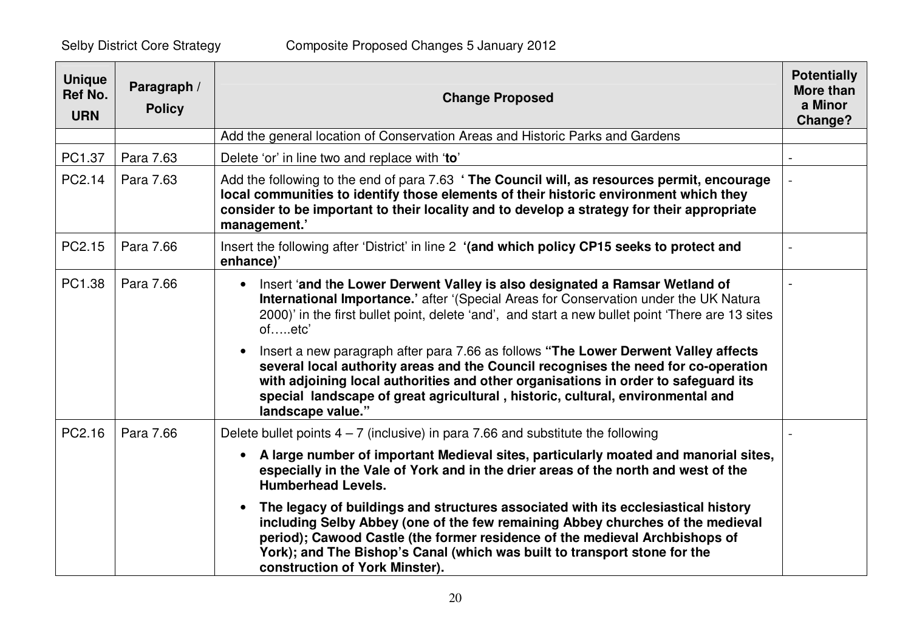| Unique Ref No. URN | Paragraph / Policy | Change Proposed | Potentially More than a Minor Change? |
|---|---|---|---|
| | | Add the general location of Conservation Areas and Historic Parks and Gardens | |
| PC1.37 | Para 7.63 | Delete 'or' in line two and replace with '**to**' | - |
| PC2.14 | Para 7.63 | Add the following to the end of para 7.63 **' The Council will, as resources permit, encourage local communities to identify those elements of their historic environment which they consider to be important to their locality and to develop a strategy for their appropriate management.'** | - |
| PC2.15 | Para 7.66 | Insert the following after 'District' in line 2 **'(and which policy CP15 seeks to protect and enhance)'** | - |
| PC1.38 | Para 7.66 | • Insert '**and the Lower Derwent Valley is also designated a Ramsar Wetland of International Importance.**' after '(Special Areas for Conservation under the UK Natura 2000)' in the first bullet point, delete 'and', and start a new bullet point 'There are 13 sites of…..etc'<br><br>• Insert a new paragraph after para 7.66 as follows **"The Lower Derwent Valley affects several local authority areas and the Council recognises the need for co-operation with adjoining local authorities and other organisations in order to safeguard its special landscape of great agricultural , historic, cultural, environmental and landscape value."** | - |
| PC2.16 | Para 7.66 | Delete bullet points 4 – 7 (inclusive) in para 7.66 and substitute the following<br><br>• **A large number of important Medieval sites, particularly moated and manorial sites, especially in the Vale of York and in the drier areas of the north and west of the Humberhead Levels.**<br><br>• **The legacy of buildings and structures associated with its ecclesiastical history including Selby Abbey (one of the few remaining Abbey churches of the medieval period); Cawood Castle (the former residence of the medieval Archbishops of York); and The Bishop's Canal (which was built to transport stone for the construction of York Minster).** | - |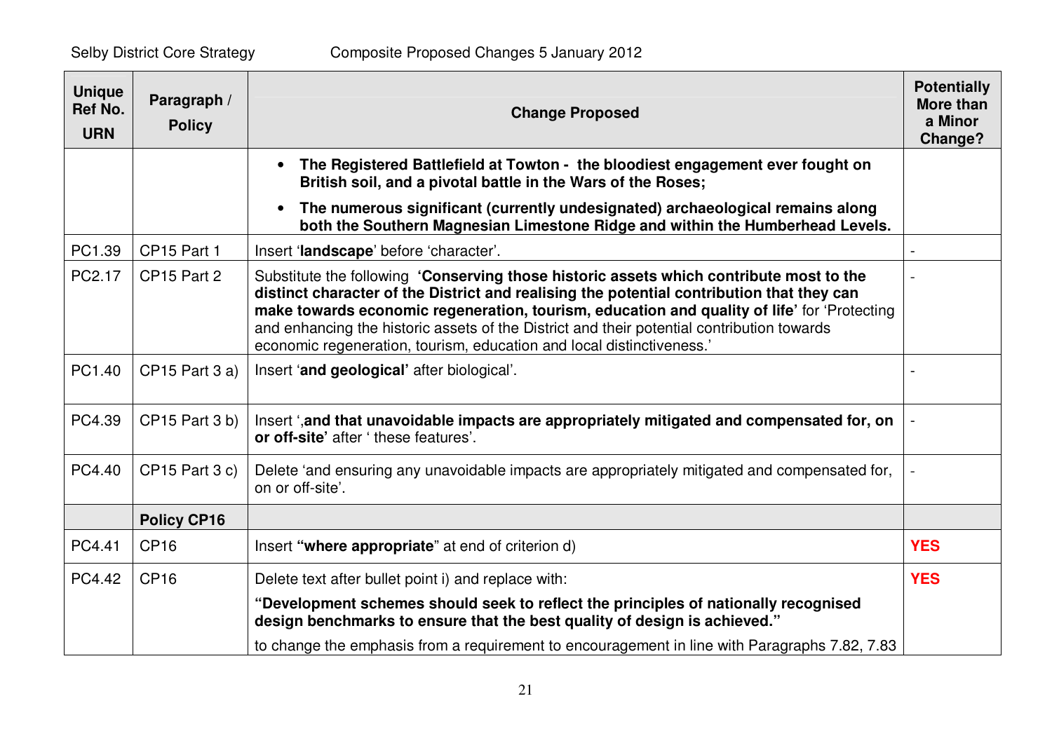| Unique Ref No. URN | Paragraph / Policy | Change Proposed | Potentially More than a Minor Change? |
|---|---|---|---|
| | | • **The Registered Battlefield at Towton - the bloodiest engagement ever fought on British soil, and a pivotal battle in the Wars of the Roses;** <br> • **The numerous significant (currently undesignated) archaeological remains along both the Southern Magnesian Limestone Ridge and within the Humberhead Levels.** | |
| PC1.39 | CP15 Part 1 | Insert '**landscape**' before 'character'. | - |
| PC2.17 | CP15 Part 2 | Substitute the following **'Conserving those historic assets which contribute most to the distinct character of the District and realising the potential contribution that they can make towards economic regeneration, tourism, education and quality of life'** for 'Protecting and enhancing the historic assets of the District and their potential contribution towards economic regeneration, tourism, education and local distinctiveness.' | - |
| PC1.40 | CP15 Part 3 a) | Insert '**and geological'** after biological'. | - |
| PC4.39 | CP15 Part 3 b) | Insert '**,and that unavoidable impacts are appropriately mitigated and compensated for, on or off-site'** after ' these features'. | - |
| PC4.40 | CP15 Part 3 c) | Delete 'and ensuring any unavoidable impacts are appropriately mitigated and compensated for, on or off-site'. | - |
| | **Policy CP16** | | |
| PC4.41 | CP16 | Insert **"where appropriate"** at end of criterion d) | **YES** |
| PC4.42 | CP16 | Delete text after bullet point i) and replace with: <br> **"Development schemes should seek to reflect the principles of nationally recognised design benchmarks to ensure that the best quality of design is achieved."** <br> to change the emphasis from a requirement to encouragement in line with Paragraphs 7.82, 7.83 | **YES** |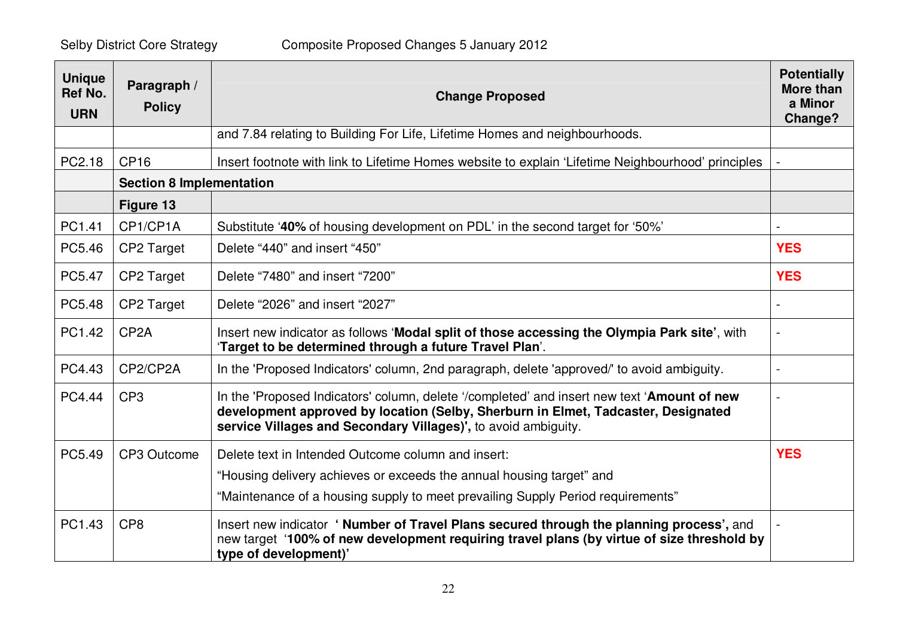| Unique Ref No. URN | Paragraph / Policy | Change Proposed | Potentially More than a Minor Change? |
|---|---|---|---|
| | | and 7.84 relating to Building For Life, Lifetime Homes and neighbourhoods. | |
| PC2.18 | CP16 | Insert footnote with link to Lifetime Homes website to explain 'Lifetime Neighbourhood' principles | - |
| | **Section 8 Implementation** | | |
| | **Figure 13** | | |
| PC1.41 | CP1/CP1A | Substitute '**40%** of housing development on PDL' in the second target for '50%' | - |
| PC5.46 | CP2 Target | Delete "440" and insert "450" | **YES** |
| PC5.47 | CP2 Target | Delete "7480" and insert "7200" | **YES** |
| PC5.48 | CP2 Target | Delete "2026" and insert "2027" | - |
| PC1.42 | CP2A | Insert new indicator as follows '**Modal split of those accessing the Olympia Park site'**, with '**Target to be determined through a future Travel Plan**'. | - |
| PC4.43 | CP2/CP2A | In the 'Proposed Indicators' column, 2nd paragraph, delete 'approved/' to avoid ambiguity. | - |
| PC4.44 | CP3 | In the 'Proposed Indicators' column, delete '/completed' and insert new text '**Amount of new development approved by location (Selby, Sherburn in Elmet, Tadcaster, Designated service Villages and Secondary Villages)',** to avoid ambiguity. | - |
| PC5.49 | CP3 Outcome | Delete text in Intended Outcome column and insert:<br>"Housing delivery achieves or exceeds the annual housing target" and<br>"Maintenance of a housing supply to meet prevailing Supply Period requirements" | **YES** |
| PC1.43 | CP8 | Insert new indicator '**Number of Travel Plans secured through the planning process',** and new target '**100% of new development requiring travel plans (by virtue of size threshold by type of development)'** | - |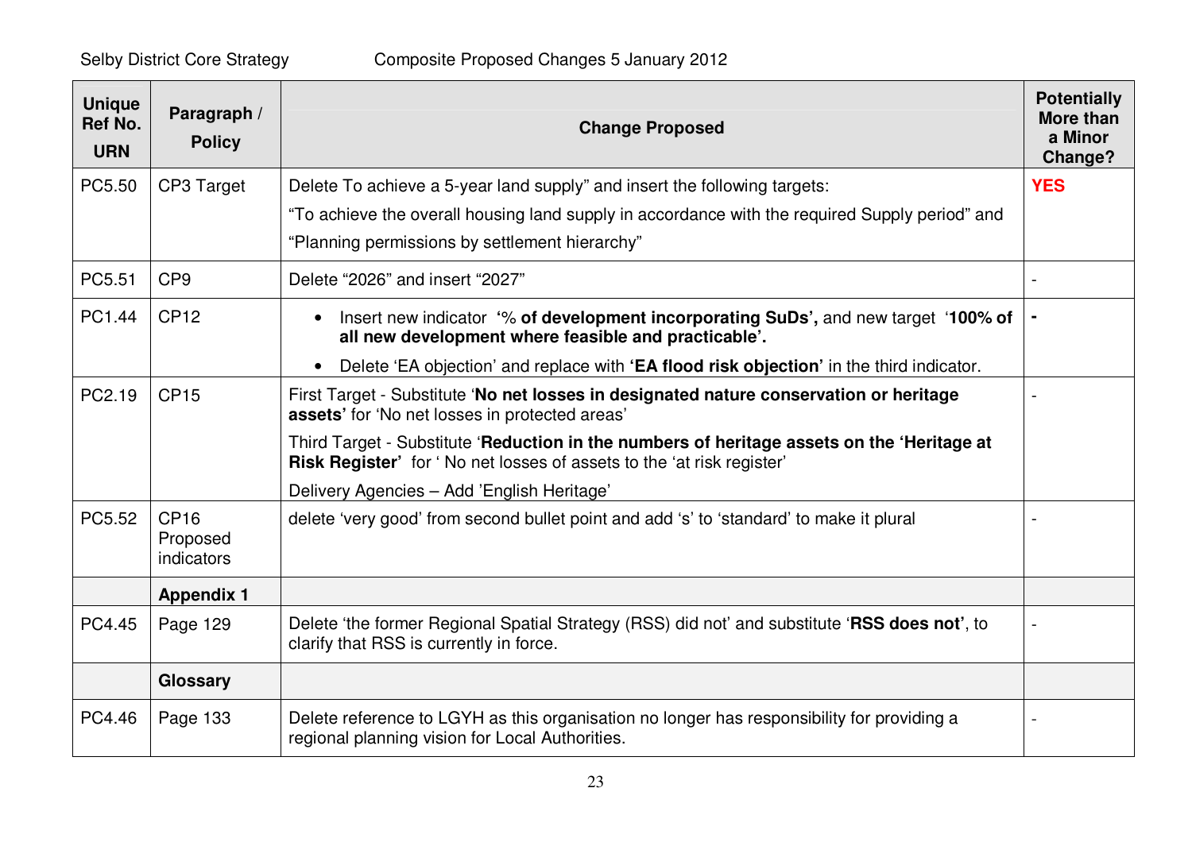| Unique Ref No. URN | Paragraph / Policy | Change Proposed | Potentially More than a Minor Change? |
|---|---|---|---|
| PC5.50 | CP3 Target | Delete To achieve a 5-year land supply" and insert the following targets:<br>"To achieve the overall housing land supply in accordance with the required Supply period" and<br>"Planning permissions by settlement hierarchy" | **YES** |
| PC5.51 | CP9 | Delete "2026" and insert "2027" | - |
| PC1.44 | CP12 | • Insert new indicator **'% of development incorporating SuDs',** and new target **'100% of all new development where feasible and practicable'.**<br>• Delete 'EA objection' and replace with **'EA flood risk objection'** in the third indicator. | - |
| PC2.19 | CP15 | First Target - Substitute '**No net losses in designated nature conservation or heritage assets**' for 'No net losses in protected areas'<br>Third Target - Substitute '**Reduction in the numbers of heritage assets on the 'Heritage at Risk Register'** for ' No net losses of assets to the 'at risk register'<br>Delivery Agencies – Add 'English Heritage' | - |
| PC5.52 | CP16 Proposed indicators | delete 'very good' from second bullet point and add 's' to 'standard' to make it plural | - |
| | **Appendix 1** | | |
| PC4.45 | Page 129 | Delete 'the former Regional Spatial Strategy (RSS) did not' and substitute '**RSS does not**', to clarify that RSS is currently in force. | - |
| | **Glossary** | | |
| PC4.46 | Page 133 | Delete reference to LGYH as this organisation no longer has responsibility for providing a regional planning vision for Local Authorities. | - |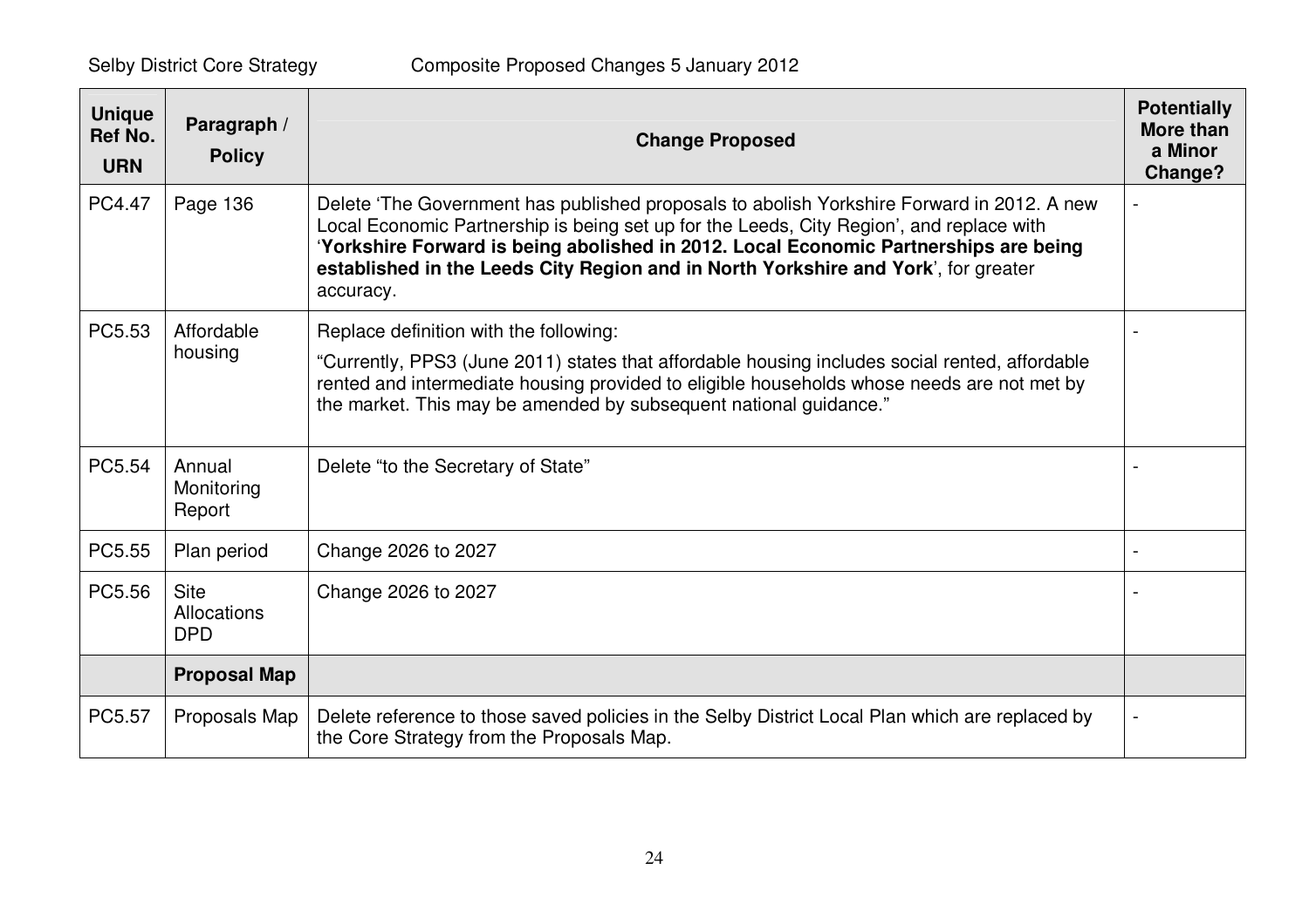| Unique Ref No. URN | Paragraph / Policy | Change Proposed | Potentially More than a Minor Change? |
|---|---|---|---|
| PC4.47 | Page 136 | Delete 'The Government has published proposals to abolish Yorkshire Forward in 2012. A new Local Economic Partnership is being set up for the Leeds, City Region', and replace with '**Yorkshire Forward is being abolished in 2012. Local Economic Partnerships are being established in the Leeds City Region and in North Yorkshire and York**', for greater accuracy. | - |
| PC5.53 | Affordable housing | Replace definition with the following:<br><br>"Currently, PPS3 (June 2011) states that affordable housing includes social rented, affordable rented and intermediate housing provided to eligible households whose needs are not met by the market. This may be amended by subsequent national guidance." | - |
| PC5.54 | Annual Monitoring Report | Delete "to the Secretary of State" | - |
| PC5.55 | Plan period | Change 2026 to 2027 | - |
| PC5.56 | Site Allocations DPD | Change 2026 to 2027 | - |
| | **Proposal Map** | | |
| PC5.57 | Proposals Map | Delete reference to those saved policies in the Selby District Local Plan which are replaced by the Core Strategy from the Proposals Map. | - |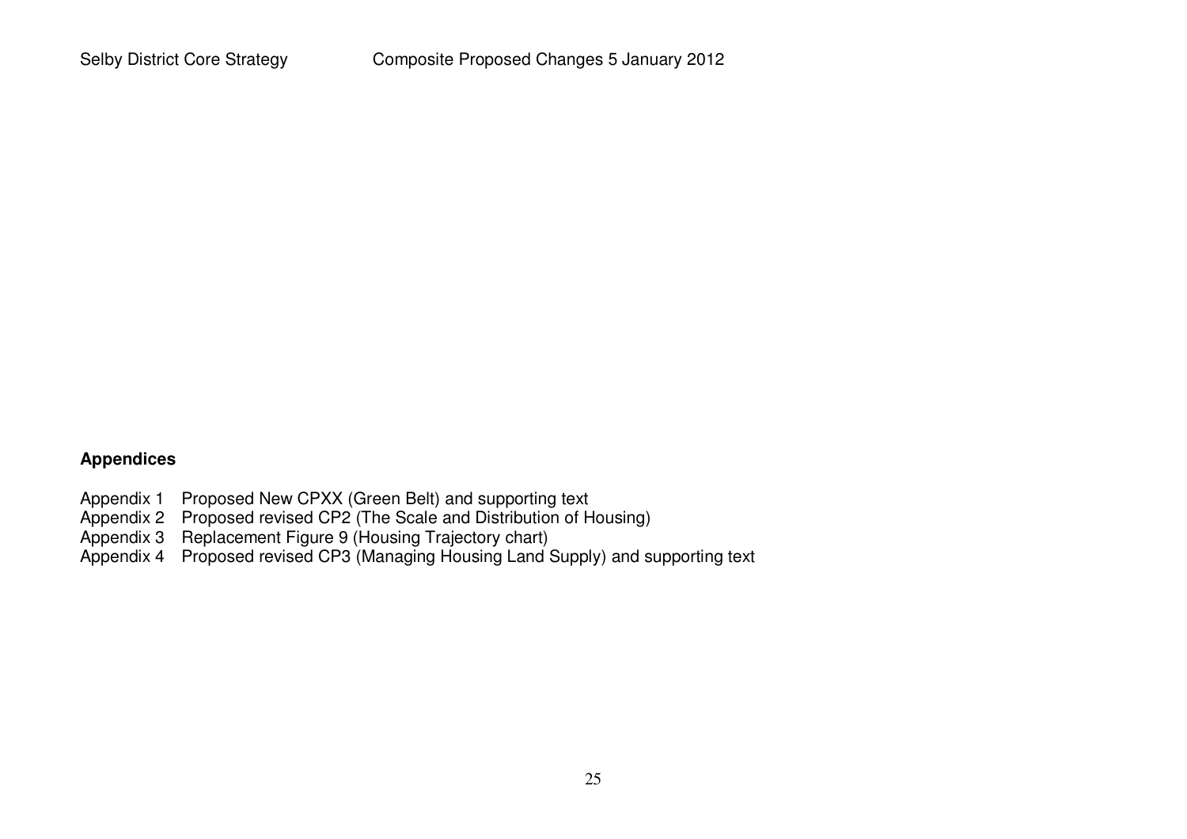**Appendices**

Appendix 1 Proposed New CPXX (Green Belt) and supporting text
Appendix 2 Proposed revised CP2 (The Scale and Distribution of Housing)
Appendix 3 Replacement Figure 9 (Housing Trajectory chart)
Appendix 4 Proposed revised CP3 (Managing Housing Land Supply) and supporting text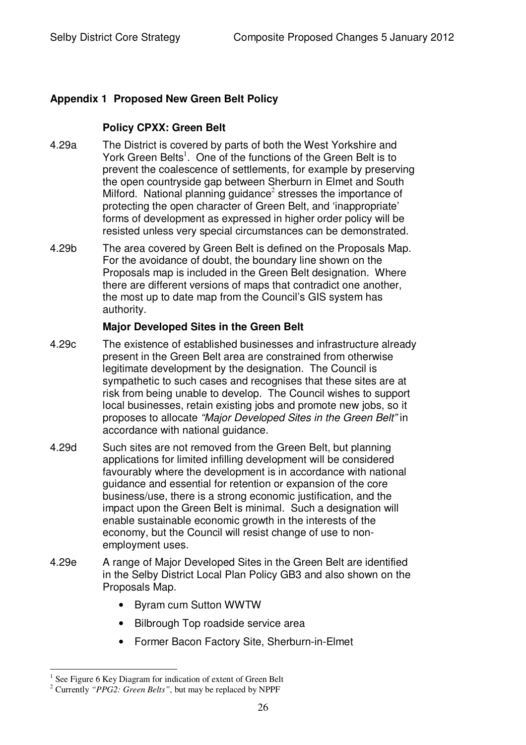## Appendix 1 Proposed New Green Belt Policy

### Policy CPXX: Green Belt

4.29a The District is covered by parts of both the West Yorkshire and York Green Belts[1]. One of the functions of the Green Belt is to prevent the coalescence of settlements, for example by preserving the open countryside gap between Sherburn in Elmet and South Milford. National planning guidance[2] stresses the importance of protecting the open character of Green Belt, and 'inappropriate' forms of development as expressed in higher order policy will be resisted unless very special circumstances can be demonstrated.

4.29b The area covered by Green Belt is defined on the Proposals Map. For the avoidance of doubt, the boundary line shown on the Proposals map is included in the Green Belt designation. Where there are different versions of maps that contradict one another, the most up to date map from the Council's GIS system has authority.

### Major Developed Sites in the Green Belt

4.29c The existence of established businesses and infrastructure already present in the Green Belt area are constrained from otherwise legitimate development by the designation. The Council is sympathetic to such cases and recognises that these sites are at risk from being unable to develop. The Council wishes to support local businesses, retain existing jobs and promote new jobs, so it proposes to allocate *"Major Developed Sites in the Green Belt"* in accordance with national guidance.

4.29d Such sites are not removed from the Green Belt, but planning applications for limited infilling development will be considered favourably where the development is in accordance with national guidance and essential for retention or expansion of the core business/use, there is a strong economic justification, and the impact upon the Green Belt is minimal. Such a designation will enable sustainable economic growth in the interests of the economy, but the Council will resist change of use to non-employment uses.

4.29e A range of Major Developed Sites in the Green Belt are identified in the Selby District Local Plan Policy GB3 and also shown on the Proposals Map.

- Byram cum Sutton WWTW
- Bilbrough Top roadside service area
- Former Bacon Factory Site, Sherburn-in-Elmet

---

[1] See Figure 6 Key Diagram for indication of extent of Green Belt

[2] Currently *"PPG2: Green Belts"*, but may be replaced by NPPF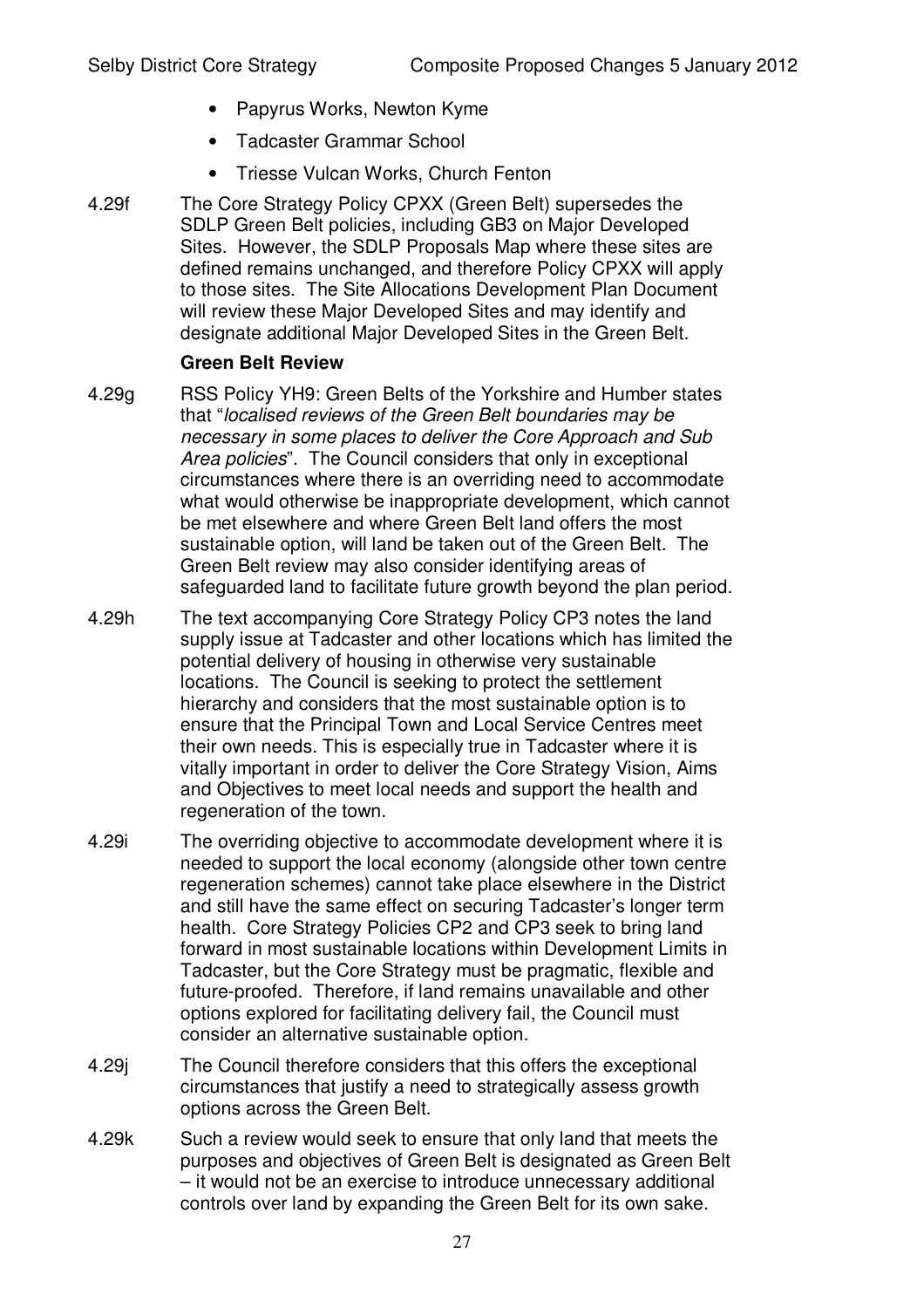- Papyrus Works, Newton Kyme
- Tadcaster Grammar School
- Triesse Vulcan Works, Church Fenton

4.29f The Core Strategy Policy CPXX (Green Belt) supersedes the SDLP Green Belt policies, including GB3 on Major Developed Sites. However, the SDLP Proposals Map where these sites are defined remains unchanged, and therefore Policy CPXX will apply to those sites. The Site Allocations Development Plan Document will review these Major Developed Sites and may identify and designate additional Major Developed Sites in the Green Belt.

**Green Belt Review**

4.29g RSS Policy YH9: Green Belts of the Yorkshire and Humber states that "*localised reviews of the Green Belt boundaries may be necessary in some places to deliver the Core Approach and Sub Area policies*". The Council considers that only in exceptional circumstances where there is an overriding need to accommodate what would otherwise be inappropriate development, which cannot be met elsewhere and where Green Belt land offers the most sustainable option, will land be taken out of the Green Belt. The Green Belt review may also consider identifying areas of safeguarded land to facilitate future growth beyond the plan period.

4.29h The text accompanying Core Strategy Policy CP3 notes the land supply issue at Tadcaster and other locations which has limited the potential delivery of housing in otherwise very sustainable locations. The Council is seeking to protect the settlement hierarchy and considers that the most sustainable option is to ensure that the Principal Town and Local Service Centres meet their own needs. This is especially true in Tadcaster where it is vitally important in order to deliver the Core Strategy Vision, Aims and Objectives to meet local needs and support the health and regeneration of the town.

4.29i The overriding objective to accommodate development where it is needed to support the local economy (alongside other town centre regeneration schemes) cannot take place elsewhere in the District and still have the same effect on securing Tadcaster's longer term health. Core Strategy Policies CP2 and CP3 seek to bring land forward in most sustainable locations within Development Limits in Tadcaster, but the Core Strategy must be pragmatic, flexible and future-proofed. Therefore, if land remains unavailable and other options explored for facilitating delivery fail, the Council must consider an alternative sustainable option.

4.29j The Council therefore considers that this offers the exceptional circumstances that justify a need to strategically assess growth options across the Green Belt.

4.29k Such a review would seek to ensure that only land that meets the purposes and objectives of Green Belt is designated as Green Belt – it would not be an exercise to introduce unnecessary additional controls over land by expanding the Green Belt for its own sake.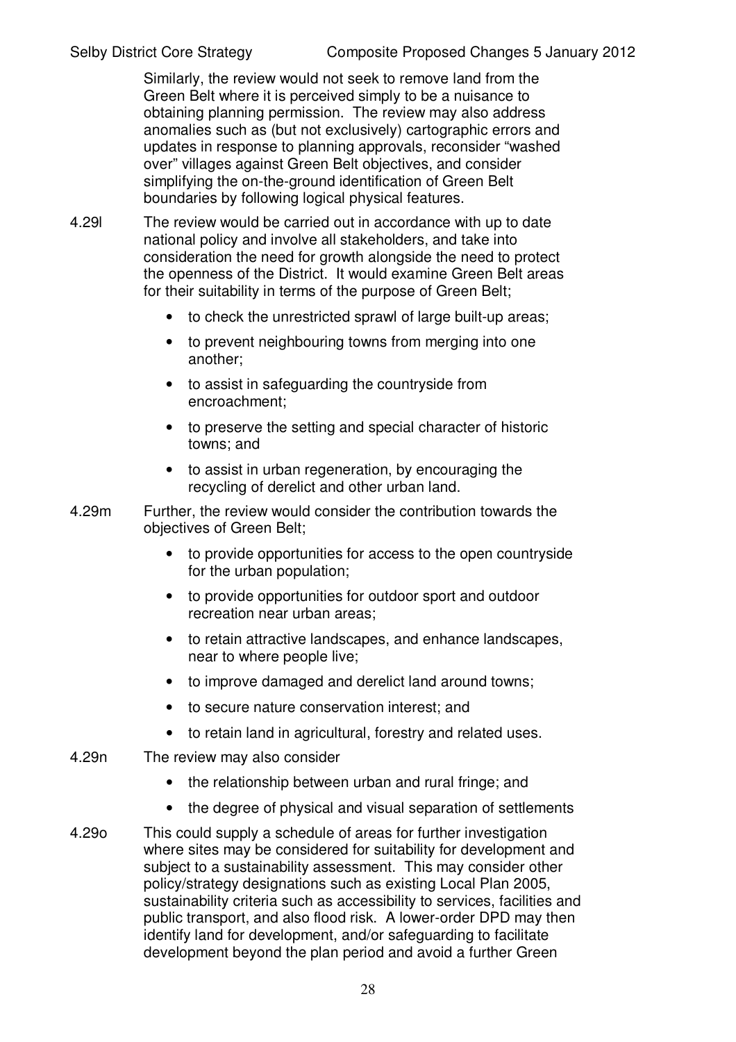Similarly, the review would not seek to remove land from the Green Belt where it is perceived simply to be a nuisance to obtaining planning permission. The review may also address anomalies such as (but not exclusively) cartographic errors and updates in response to planning approvals, reconsider "washed over" villages against Green Belt objectives, and consider simplifying the on-the-ground identification of Green Belt boundaries by following logical physical features.

4.29l The review would be carried out in accordance with up to date national policy and involve all stakeholders, and take into consideration the need for growth alongside the need to protect the openness of the District. It would examine Green Belt areas for their suitability in terms of the purpose of Green Belt;

- to check the unrestricted sprawl of large built-up areas;
- to prevent neighbouring towns from merging into one another;
- to assist in safeguarding the countryside from encroachment;
- to preserve the setting and special character of historic towns; and
- to assist in urban regeneration, by encouraging the recycling of derelict and other urban land.

4.29m Further, the review would consider the contribution towards the objectives of Green Belt;

- to provide opportunities for access to the open countryside for the urban population;
- to provide opportunities for outdoor sport and outdoor recreation near urban areas;
- to retain attractive landscapes, and enhance landscapes, near to where people live;
- to improve damaged and derelict land around towns;
- to secure nature conservation interest; and
- to retain land in agricultural, forestry and related uses.

4.29n The review may also consider

- the relationship between urban and rural fringe; and
- the degree of physical and visual separation of settlements

4.29o This could supply a schedule of areas for further investigation where sites may be considered for suitability for development and subject to a sustainability assessment. This may consider other policy/strategy designations such as existing Local Plan 2005, sustainability criteria such as accessibility to services, facilities and public transport, and also flood risk. A lower-order DPD may then identify land for development, and/or safeguarding to facilitate development beyond the plan period and avoid a further Green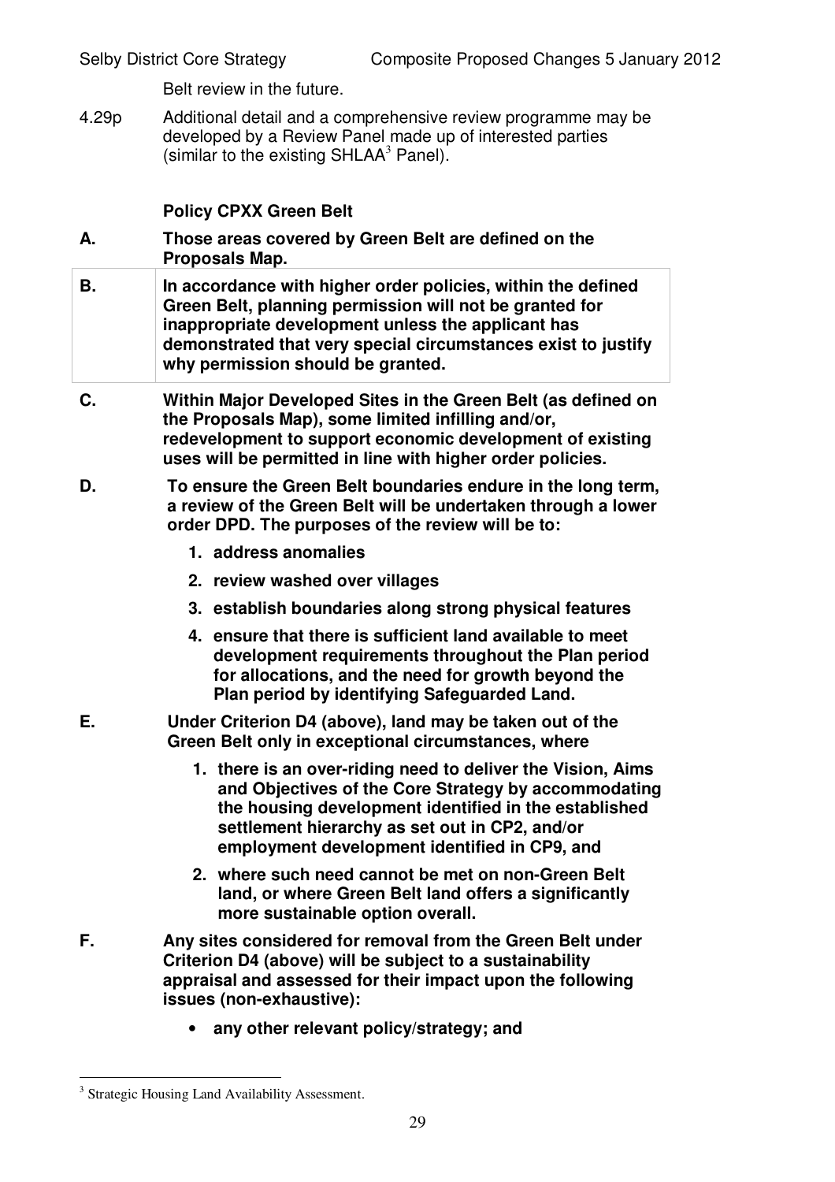Belt review in the future.

4.29p Additional detail and a comprehensive review programme may be developed by a Review Panel made up of interested parties (similar to the existing SHLAA[3] Panel).

**Policy CPXX Green Belt**

**A.** **Those areas covered by Green Belt are defined on the Proposals Map.**

**B.** **In accordance with higher order policies, within the defined Green Belt, planning permission will not be granted for inappropriate development unless the applicant has demonstrated that very special circumstances exist to justify why permission should be granted.**

**C.** **Within Major Developed Sites in the Green Belt (as defined on the Proposals Map), some limited infilling and/or, redevelopment to support economic development of existing uses will be permitted in line with higher order policies.**

**D.** **To ensure the Green Belt boundaries endure in the long term, a review of the Green Belt will be undertaken through a lower order DPD. The purposes of the review will be to:**

1. **address anomalies**
2. **review washed over villages**
3. **establish boundaries along strong physical features**
4. **ensure that there is sufficient land available to meet development requirements throughout the Plan period for allocations, and the need for growth beyond the Plan period by identifying Safeguarded Land.**

**E.** **Under Criterion D4 (above), land may be taken out of the Green Belt only in exceptional circumstances, where**

1. **there is an over-riding need to deliver the Vision, Aims and Objectives of the Core Strategy by accommodating the housing development identified in the established settlement hierarchy as set out in CP2, and/or employment development identified in CP9, and**
2. **where such need cannot be met on non-Green Belt land, or where Green Belt land offers a significantly more sustainable option overall.**

**F.** **Any sites considered for removal from the Green Belt under Criterion D4 (above) will be subject to a sustainability appraisal and assessed for their impact upon the following issues (non-exhaustive):**

- **any other relevant policy/strategy; and**

[3] Strategic Housing Land Availability Assessment.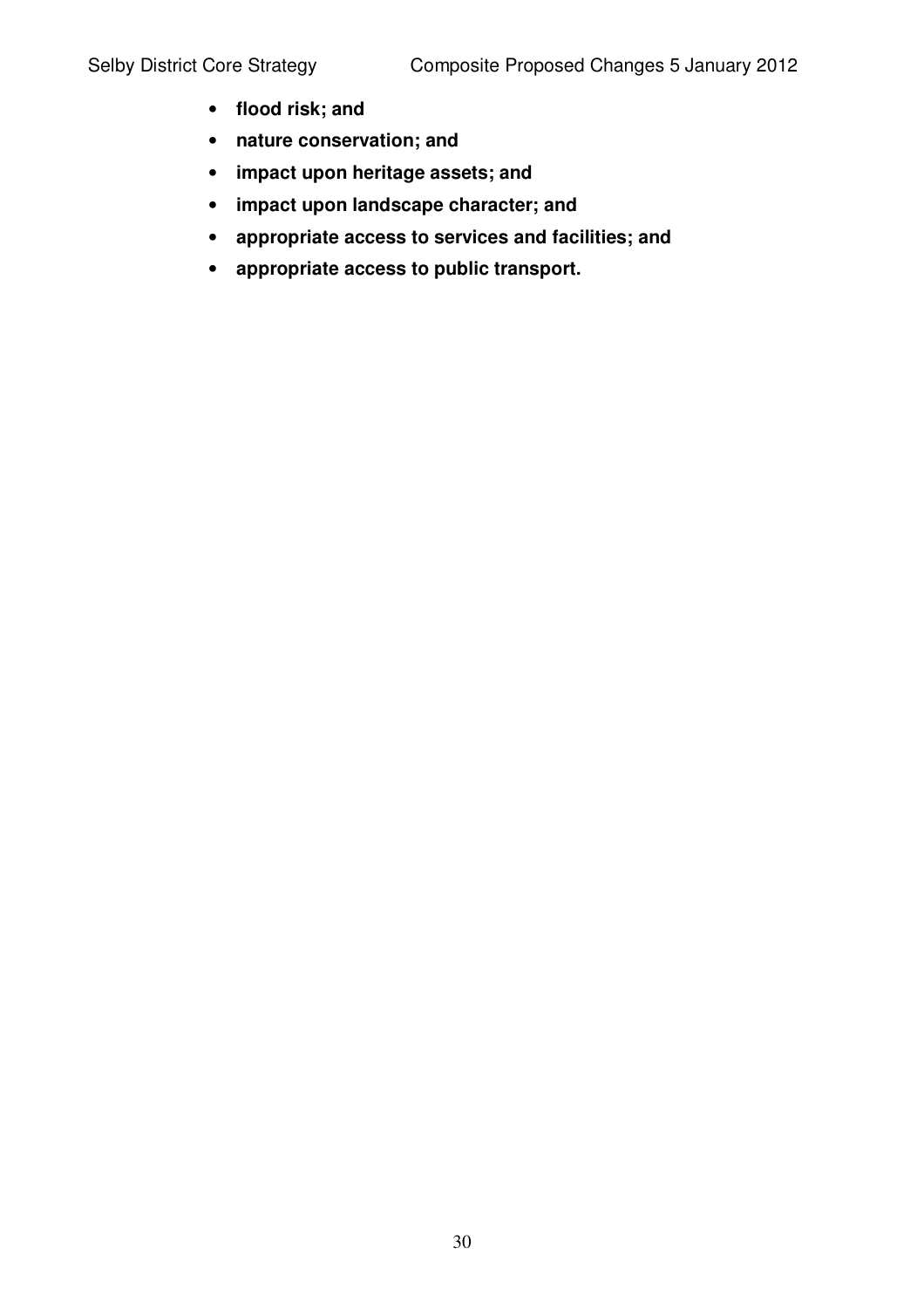- **flood risk; and**
- **nature conservation; and**
- **impact upon heritage assets; and**
- **impact upon landscape character; and**
- **appropriate access to services and facilities; and**
- **appropriate access to public transport.**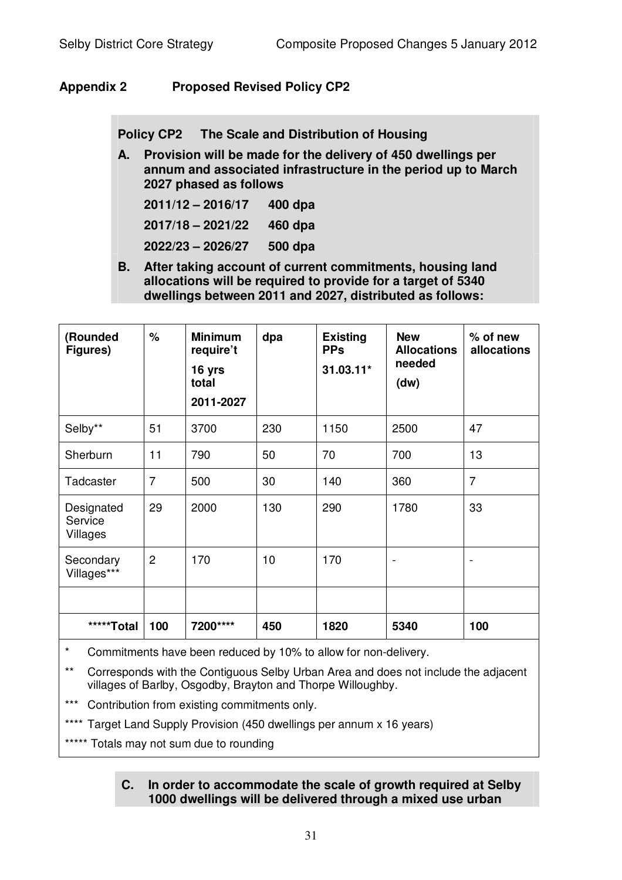## Appendix 2 Proposed Revised Policy CP2

**Policy CP2 The Scale and Distribution of Housing**

**A. Provision will be made for the delivery of 450 dwellings per annum and associated infrastructure in the period up to March 2027 phased as follows**

**2011/12 – 2016/17 400 dpa**

**2017/18 – 2021/22 460 dpa**

**2022/23 – 2026/27 500 dpa**

**B. After taking account of current commitments, housing land allocations will be required to provide for a target of 5340 dwellings between 2011 and 2027, distributed as follows:**

| (Rounded Figures) | % | Minimum require't 16 yrs total 2011-2027 | dpa | Existing PPs 31.03.11* | New Allocations needed (dw) | % of new allocations |
|---|---|---|---|---|---|---|
| Selby** | 51 | 3700 | 230 | 1150 | 2500 | 47 |
| Sherburn | 11 | 790 | 50 | 70 | 700 | 13 |
| Tadcaster | 7 | 500 | 30 | 140 | 360 | 7 |
| Designated Service Villages | 29 | 2000 | 130 | 290 | 1780 | 33 |
| Secondary Villages*** | 2 | 170 | 10 | 170 | - | - |
| | | | | | | |
| *****Total | 100 | 7200**** | 450 | 1820 | 5340 | 100 |

\* Commitments have been reduced by 10% to allow for non-delivery.

** Corresponds with the Contiguous Selby Urban Area and does not include the adjacent villages of Barlby, Osgodby, Brayton and Thorpe Willoughby.

*** Contribution from existing commitments only.

**** Target Land Supply Provision (450 dwellings per annum x 16 years)

***** Totals may not sum due to rounding

**C. In order to accommodate the scale of growth required at Selby 1000 dwellings will be delivered through a mixed use urban**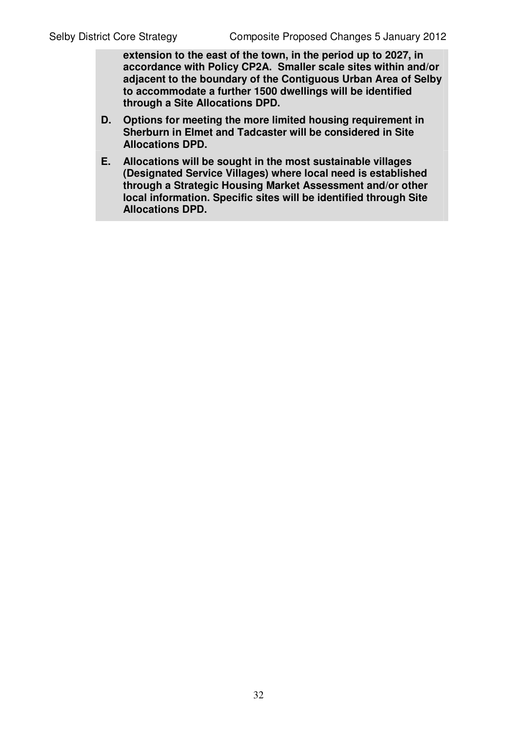**extension to the east of the town, in the period up to 2027, in accordance with Policy CP2A. Smaller scale sites within and/or adjacent to the boundary of the Contiguous Urban Area of Selby to accommodate a further 1500 dwellings will be identified through a Site Allocations DPD.**

**D. Options for meeting the more limited housing requirement in Sherburn in Elmet and Tadcaster will be considered in Site Allocations DPD.**

**E. Allocations will be sought in the most sustainable villages (Designated Service Villages) where local need is established through a Strategic Housing Market Assessment and/or other local information. Specific sites will be identified through Site Allocations DPD.**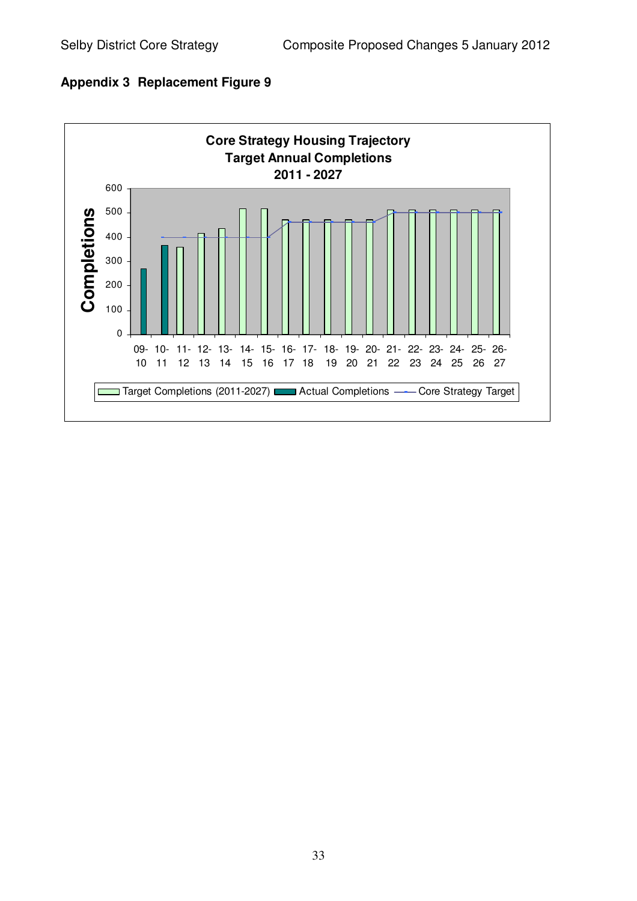**Appendix 3 Replacement Figure 9**

**Core Strategy Housing Trajectory**
**Target Annual Completions**
**2011 - 2027**

Completions

600
500
400
300
200
100
0

09-10 | 10-11 | 11-12 | 12-13 | 13-14 | 14-15 | 15-16 | 16-17 | 17-18 | 18-19 | 19-20 | 20-21 | 21-22 | 22-23 | 23-24 | 24-25 | 25-26 | 26-27

Target Completions (2011-2027) | Actual Completions | Core Strategy Target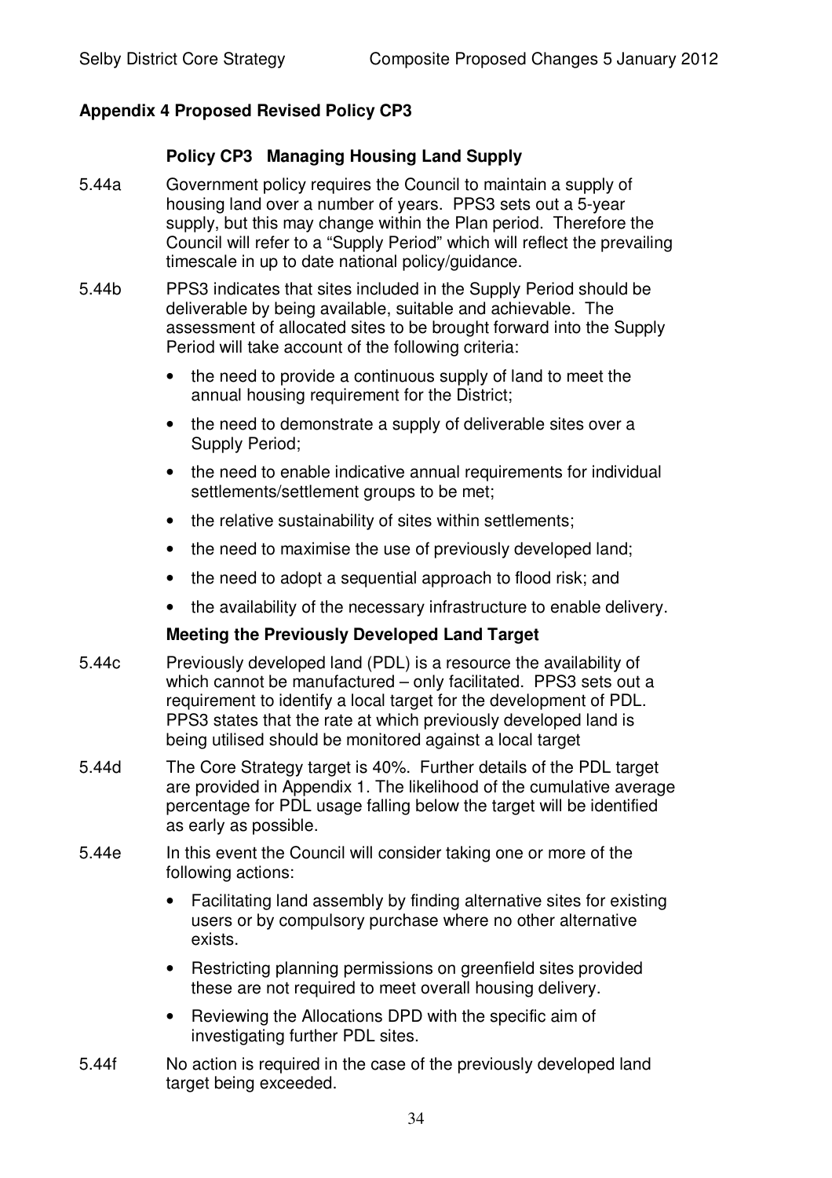## Appendix 4 Proposed Revised Policy CP3

### Policy CP3 Managing Housing Land Supply

5.44a Government policy requires the Council to maintain a supply of housing land over a number of years. PPS3 sets out a 5-year supply, but this may change within the Plan period. Therefore the Council will refer to a "Supply Period" which will reflect the prevailing timescale in up to date national policy/guidance.

5.44b PPS3 indicates that sites included in the Supply Period should be deliverable by being available, suitable and achievable. The assessment of allocated sites to be brought forward into the Supply Period will take account of the following criteria:

- the need to provide a continuous supply of land to meet the annual housing requirement for the District;
- the need to demonstrate a supply of deliverable sites over a Supply Period;
- the need to enable indicative annual requirements for individual settlements/settlement groups to be met;
- the relative sustainability of sites within settlements;
- the need to maximise the use of previously developed land;
- the need to adopt a sequential approach to flood risk; and
- the availability of the necessary infrastructure to enable delivery.

### Meeting the Previously Developed Land Target

5.44c Previously developed land (PDL) is a resource the availability of which cannot be manufactured – only facilitated. PPS3 sets out a requirement to identify a local target for the development of PDL. PPS3 states that the rate at which previously developed land is being utilised should be monitored against a local target

5.44d The Core Strategy target is 40%. Further details of the PDL target are provided in Appendix 1. The likelihood of the cumulative average percentage for PDL usage falling below the target will be identified as early as possible.

5.44e In this event the Council will consider taking one or more of the following actions:

- Facilitating land assembly by finding alternative sites for existing users or by compulsory purchase where no other alternative exists.
- Restricting planning permissions on greenfield sites provided these are not required to meet overall housing delivery.
- Reviewing the Allocations DPD with the specific aim of investigating further PDL sites.

5.44f No action is required in the case of the previously developed land target being exceeded.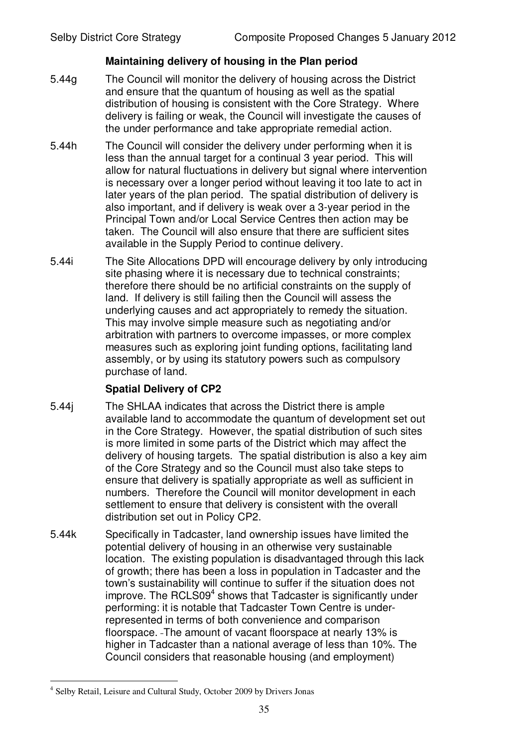**Maintaining delivery of housing in the Plan period**

5.44g The Council will monitor the delivery of housing across the District and ensure that the quantum of housing as well as the spatial distribution of housing is consistent with the Core Strategy. Where delivery is failing or weak, the Council will investigate the causes of the under performance and take appropriate remedial action.

5.44h The Council will consider the delivery under performing when it is less than the annual target for a continual 3 year period. This will allow for natural fluctuations in delivery but signal where intervention is necessary over a longer period without leaving it too late to act in later years of the plan period. The spatial distribution of delivery is also important, and if delivery is weak over a 3-year period in the Principal Town and/or Local Service Centres then action may be taken. The Council will also ensure that there are sufficient sites available in the Supply Period to continue delivery.

5.44i The Site Allocations DPD will encourage delivery by only introducing site phasing where it is necessary due to technical constraints; therefore there should be no artificial constraints on the supply of land. If delivery is still failing then the Council will assess the underlying causes and act appropriately to remedy the situation. This may involve simple measure such as negotiating and/or arbitration with partners to overcome impasses, or more complex measures such as exploring joint funding options, facilitating land assembly, or by using its statutory powers such as compulsory purchase of land.

**Spatial Delivery of CP2**

5.44j The SHLAA indicates that across the District there is ample available land to accommodate the quantum of development set out in the Core Strategy. However, the spatial distribution of such sites is more limited in some parts of the District which may affect the delivery of housing targets. The spatial distribution is also a key aim of the Core Strategy and so the Council must also take steps to ensure that delivery is spatially appropriate as well as sufficient in numbers. Therefore the Council will monitor development in each settlement to ensure that delivery is consistent with the overall distribution set out in Policy CP2.

5.44k Specifically in Tadcaster, land ownership issues have limited the potential delivery of housing in an otherwise very sustainable location. The existing population is disadvantaged through this lack of growth; there has been a loss in population in Tadcaster and the town's sustainability will continue to suffer if the situation does not improve. The RCLS09[4] shows that Tadcaster is significantly under performing: it is notable that Tadcaster Town Centre is under-represented in terms of both convenience and comparison floorspace. The amount of vacant floorspace at nearly 13% is higher in Tadcaster than a national average of less than 10%. The Council considers that reasonable housing (and employment)

[4] Selby Retail, Leisure and Cultural Study, October 2009 by Drivers Jonas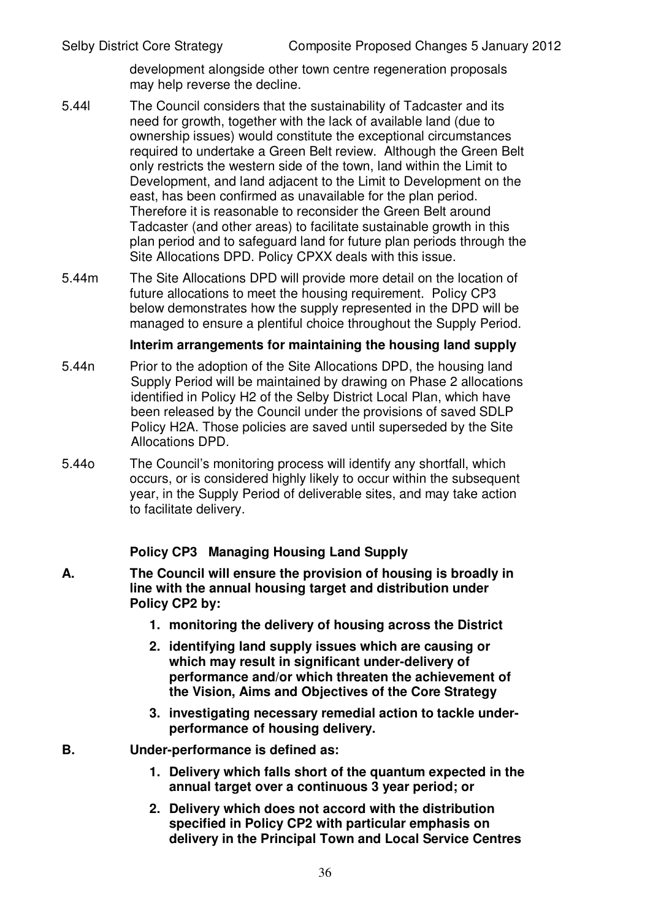development alongside other town centre regeneration proposals may help reverse the decline.

5.44l The Council considers that the sustainability of Tadcaster and its need for growth, together with the lack of available land (due to ownership issues) would constitute the exceptional circumstances required to undertake a Green Belt review. Although the Green Belt only restricts the western side of the town, land within the Limit to Development, and land adjacent to the Limit to Development on the east, has been confirmed as unavailable for the plan period. Therefore it is reasonable to reconsider the Green Belt around Tadcaster (and other areas) to facilitate sustainable growth in this plan period and to safeguard land for future plan periods through the Site Allocations DPD. Policy CPXX deals with this issue.

5.44m The Site Allocations DPD will provide more detail on the location of future allocations to meet the housing requirement. Policy CP3 below demonstrates how the supply represented in the DPD will be managed to ensure a plentiful choice throughout the Supply Period.

**Interim arrangements for maintaining the housing land supply**

5.44n Prior to the adoption of the Site Allocations DPD, the housing land Supply Period will be maintained by drawing on Phase 2 allocations identified in Policy H2 of the Selby District Local Plan, which have been released by the Council under the provisions of saved SDLP Policy H2A. Those policies are saved until superseded by the Site Allocations DPD.

5.44o The Council's monitoring process will identify any shortfall, which occurs, or is considered highly likely to occur within the subsequent year, in the Supply Period of deliverable sites, and may take action to facilitate delivery.

**Policy CP3 Managing Housing Land Supply**

**A. The Council will ensure the provision of housing is broadly in line with the annual housing target and distribution under Policy CP2 by:**

1. **monitoring the delivery of housing across the District**
2. **identifying land supply issues which are causing or which may result in significant under-delivery of performance and/or which threaten the achievement of the Vision, Aims and Objectives of the Core Strategy**
3. **investigating necessary remedial action to tackle under-performance of housing delivery.**

**B. Under-performance is defined as:**

1. **Delivery which falls short of the quantum expected in the annual target over a continuous 3 year period; or**
2. **Delivery which does not accord with the distribution specified in Policy CP2 with particular emphasis on delivery in the Principal Town and Local Service Centres**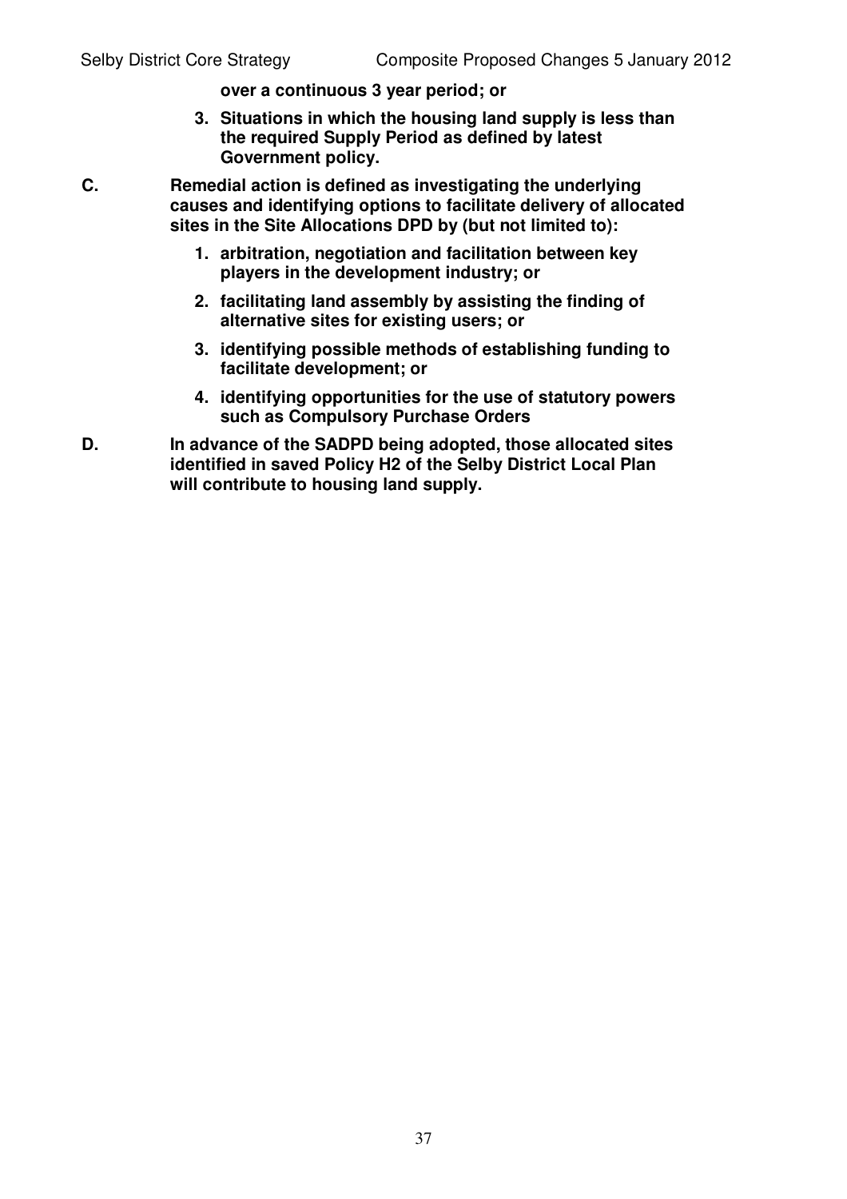**over a continuous 3 year period; or**

3. **Situations in which the housing land supply is less than the required Supply Period as defined by latest Government policy.**

**C. Remedial action is defined as investigating the underlying causes and identifying options to facilitate delivery of allocated sites in the Site Allocations DPD by (but not limited to):**

1. **arbitration, negotiation and facilitation between key players in the development industry; or**
2. **facilitating land assembly by assisting the finding of alternative sites for existing users; or**
3. **identifying possible methods of establishing funding to facilitate development; or**
4. **identifying opportunities for the use of statutory powers such as Compulsory Purchase Orders**

**D. In advance of the SADPD being adopted, those allocated sites identified in saved Policy H2 of the Selby District Local Plan will contribute to housing land supply.**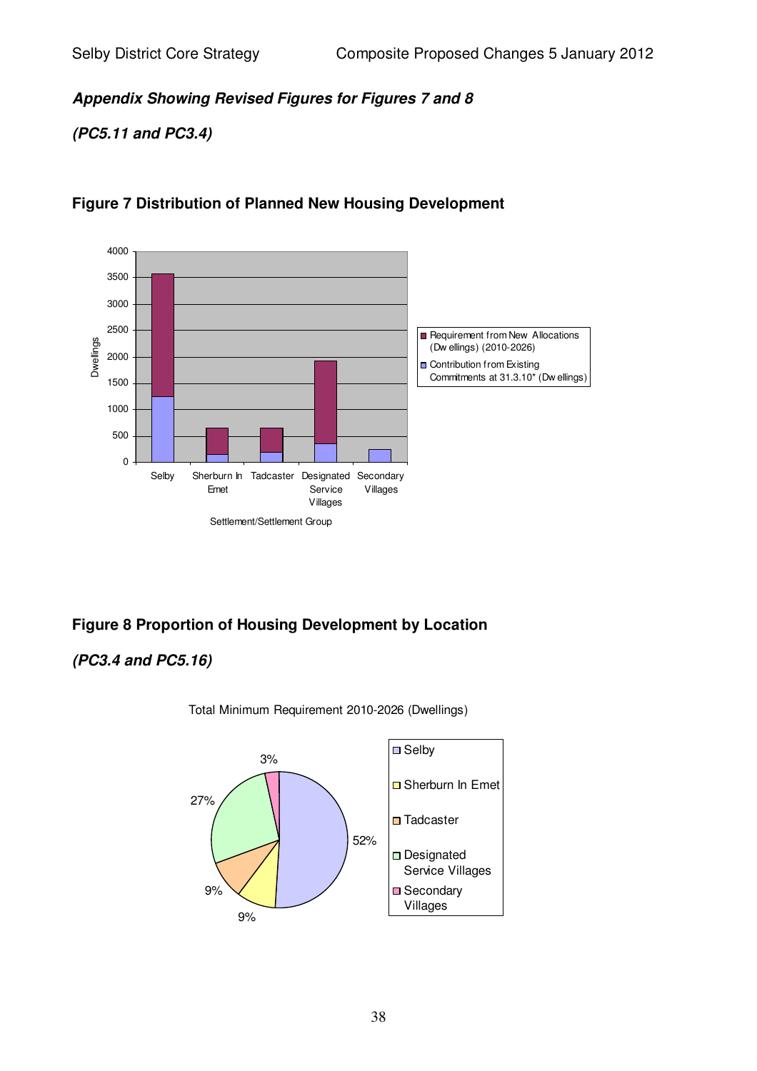***Appendix Showing Revised Figures for Figures 7 and 8***

***(PC5.11 and PC3.4)***

## Figure 7 Distribution of Planned New Housing Development

## Figure 8 Proportion of Housing Development by Location

***(PC3.4 and PC5.16)***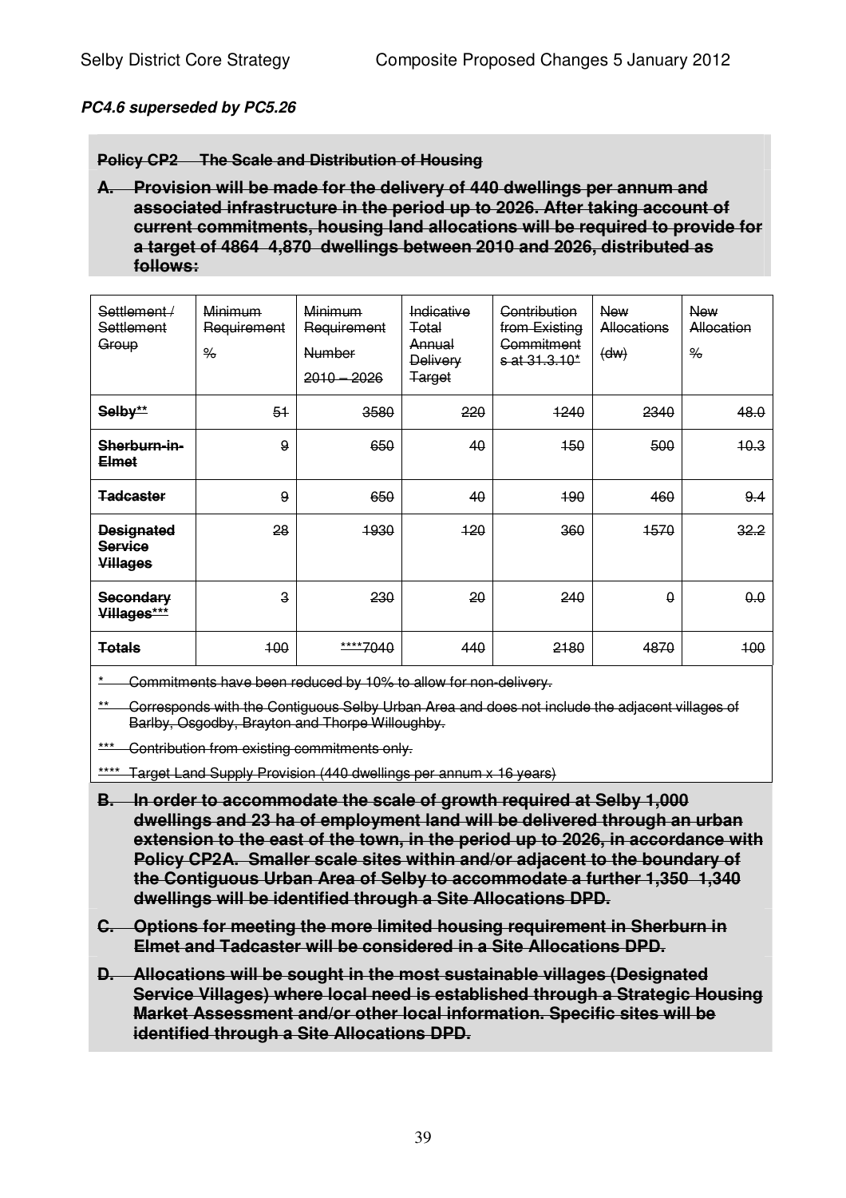***PC4.6 superseded by PC5.26***

~~**Policy CP2 The Scale and Distribution of Housing**~~

~~**A. Provision will be made for the delivery of 440 dwellings per annum and associated infrastructure in the period up to 2026. After taking account of current commitments, housing land allocations will be required to provide for a target of 4864 4,870 dwellings between 2010 and 2026, distributed as follows:**~~

| ~~Settlement / Settlement Group~~ | ~~Minimum Requirement %~~ | ~~Minimum Requirement Number 2010 – 2026~~ | ~~Indicative Total Annual Delivery Target~~ | ~~Contribution from Existing Commitments at 31.3.10*~~ | ~~New Allocations (dw)~~ | ~~New Allocation %~~ |
|---|---|---|---|---|---|---|
| ~~**Selby****~~ | ~~51~~ | ~~3580~~ | ~~220~~ | ~~1240~~ | ~~2340~~ | ~~48.0~~ |
| ~~**Sherburn-in-Elmet**~~ | ~~9~~ | ~~650~~ | ~~40~~ | ~~150~~ | ~~500~~ | ~~10.3~~ |
| ~~**Tadcaster**~~ | ~~9~~ | ~~650~~ | ~~40~~ | ~~190~~ | ~~460~~ | ~~9.4~~ |
| ~~**Designated Service Villages**~~ | ~~28~~ | ~~1930~~ | ~~120~~ | ~~360~~ | ~~1570~~ | ~~32.2~~ |
| ~~**Secondary Villages*****~~ | ~~3~~ | ~~230~~ | ~~20~~ | ~~240~~ | ~~0~~ | ~~0.0~~ |
| ~~**Totals**~~ | ~~100~~ | ~~****7040~~ | ~~440~~ | ~~2180~~ | ~~4870~~ | ~~100~~ |

~~* Commitments have been reduced by 10% to allow for non-delivery.~~

~~** Corresponds with the Contiguous Selby Urban Area and does not include the adjacent villages of Barlby, Osgodby, Brayton and Thorpe Willoughby.~~

~~*** Contribution from existing commitments only.~~

~~**** Target Land Supply Provision (440 dwellings per annum x 16 years)~~

~~**B. In order to accommodate the scale of growth required at Selby 1,000 dwellings and 23 ha of employment land will be delivered through an urban extension to the east of the town, in the period up to 2026, in accordance with Policy CP2A. Smaller scale sites within and/or adjacent to the boundary of the Contiguous Urban Area of Selby to accommodate a further 1,350 1,340 dwellings will be identified through a Site Allocations DPD.**~~

~~**C. Options for meeting the more limited housing requirement in Sherburn in Elmet and Tadcaster will be considered in a Site Allocations DPD.**~~

~~**D. Allocations will be sought in the most sustainable villages (Designated Service Villages) where local need is established through a Strategic Housing Market Assessment and/or other local information. Specific sites will be identified through a Site Allocations DPD.**~~